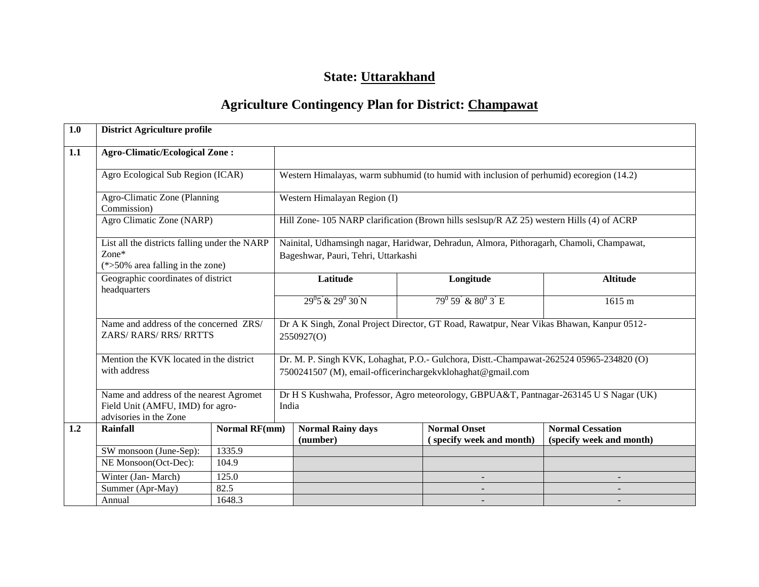# State: Uttarakhand

# Agriculture Contingency Plan for District: Champawat

| 1.0 | District Agriculture profile | | | |
|---|---|---|---|---|
| 1.1 | Agro-Climatic/Ecological Zone : | | | |
| | Agro Ecological Sub Region (ICAR) | Western Himalayas, warm subhumid (to humid with inclusion of perhumid) ecoregion (14.2) | | |
| | Agro-Climatic Zone (Planning Commission) | Western Himalayan Region (I) | | |
| | Agro Climatic Zone (NARP) | Hill Zone- 105 NARP clarification (Brown hills seslsup/R AZ 25) western Hills (4) of ACRP | | |
| | List all the districts falling under the NARP Zone* (*>50% area falling in the zone) | Nainital, Udhamsingh nagar, Haridwar, Dehradun, Almora, Pithoragarh, Chamoli, Champawat, Bageshwar, Pauri, Tehri, Uttarkashi | | |
| | Geographic coordinates of district headquarters | Latitude | Longitude | Altitude |
| | | $29^0 5^{'}$ & $29^0 30^{'}$N | $79^0 59^{'}$ & $80^0 3^{'}$ E | 1615 m |
| | Name and address of the concerned ZRS/ ZARS/ RARS/ RRS/ RRTTS | Dr A K Singh, Zonal Project Director, GT Road, Rawatpur, Near Vikas Bhawan, Kanpur 0512-2550927(O) | | |
| | Mention the KVK located in the district with address | Dr. M. P. Singh KVK, Lohaghat, P.O.- Gulchora, Distt.-Champawat-262524 05965-234820 (O) 7500241507 (M), email-officerinchargekvklohaghat@gmail.com | | |
| | Name and address of the nearest Agromet Field Unit (AMFU, IMD) for agro-advisories in the Zone | Dr H S Kushwaha, Professor, Agro meteorology, GBPUA&T, Pantnagar-263145 U S Nagar (UK) India | | |

| 1.2 | Rainfall | Normal RF(mm) | Normal Rainy days (number) | Normal Onset ( specify week and month) | Normal Cessation (specify week and month) |
|---|---|---|---|---|---|
| | SW monsoon (June-Sep): | 1335.9 | | | |
| | NE Monsoon(Oct-Dec): | 104.9 | | | |
| | Winter (Jan- March) | 125.0 | | - | - |
| | Summer (Apr-May) | 82.5 | | - | - |
| | Annual | 1648.3 | | - | - |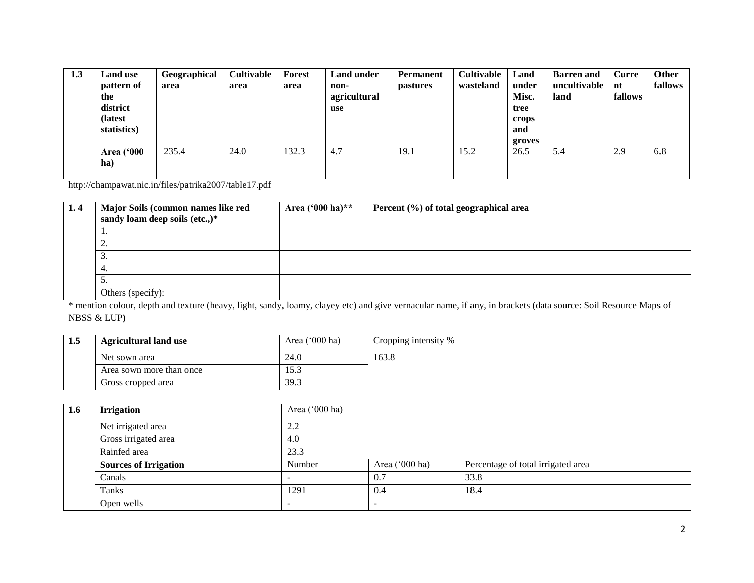| 1.3 | Land use pattern of the district (latest statistics) | Geographical area | Cultivable area | Forest area | Land under non-agricultural use | Permanent pastures | Cultivable wasteland | Land under Misc. tree crops and groves | Barren and uncultivable land | Current fallows | Other fallows |
|---|---|---|---|---|---|---|---|---|---|---|---|
| | Area ('000 ha) | 235.4 | 24.0 | 132.3 | 4.7 | 19.1 | 15.2 | 26.5 | 5.4 | 2.9 | 6.8 |

http://champawat.nic.in/files/patrika2007/table17.pdf

| 1. 4 | Major Soils (common names like red sandy loam deep soils (etc.,)* | Area ('000 ha)** | Percent (%) of total geographical area |
|---|---|---|---|
| | 1. | | |
| | 2. | | |
| | 3. | | |
| | 4. | | |
| | 5. | | |
| | Others (specify): | | |

* mention colour, depth and texture (heavy, light, sandy, loamy, clayey etc) and give vernacular name, if any, in brackets (data source: Soil Resource Maps of NBSS & LUP**)**

| 1.5 | Agricultural land use | Area ('000 ha) | Cropping intensity % |
|---|---|---|---|
| | Net sown area | 24.0 | 163.8 |
| | Area sown more than once | 15.3 | |
| | Gross cropped area | 39.3 | |

| 1.6 | Irrigation | Area ('000 ha) | | |
|---|---|---|---|---|
| | Net irrigated area | 2.2 | | |
| | Gross irrigated area | 4.0 | | |
| | Rainfed area | 23.3 | | |
| | **Sources of Irrigation** | Number | Area ('000 ha) | Percentage of total irrigated area |
| | Canals | - | 0.7 | 33.8 |
| | Tanks | 1291 | 0.4 | 18.4 |
| | Open wells | - | - | |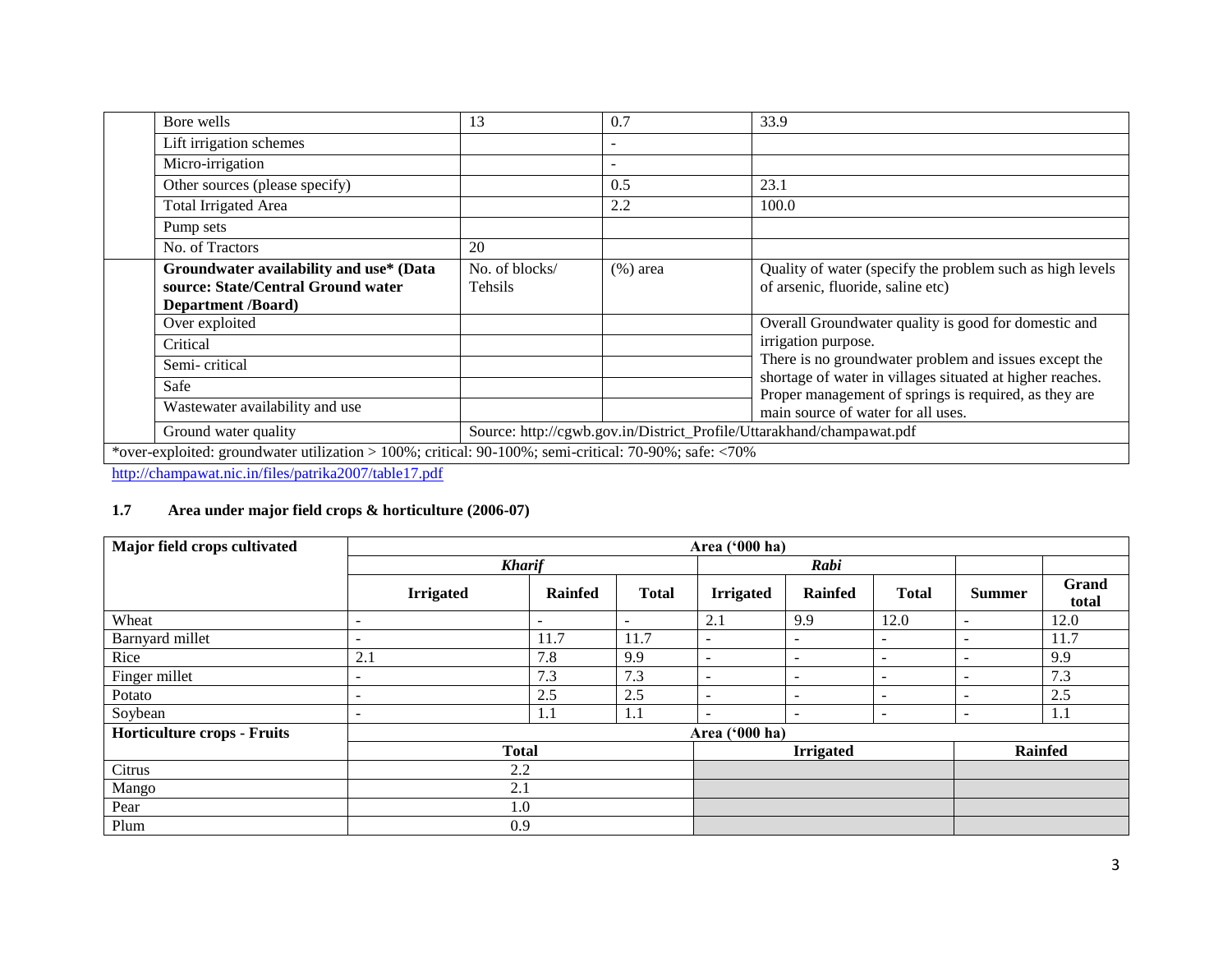|  |  |  |  |  |
|---|---|---|---|---|
|  | Bore wells | 13 | 0.7 | 33.9 |
|  | Lift irrigation schemes |  | - |  |
|  | Micro-irrigation |  | - |  |
|  | Other sources (please specify) |  | 0.5 | 23.1 |
|  | Total Irrigated Area |  | 2.2 | 100.0 |
|  | Pump sets |  |  |  |
|  | No. of Tractors | 20 |  |  |
|  | **Groundwater availability and use* (Data source: State/Central Ground water Department /Board)** | No. of blocks/ Tehsils | (%) area | Quality of water (specify the problem such as high levels of arsenic, fluoride, saline etc) |
|  | Over exploited |  |  | Overall Groundwater quality is good for domestic and irrigation purpose. There is no groundwater problem and issues except the shortage of water in villages situated at higher reaches. Proper management of springs is required, as they are main source of water for all uses. |
|  | Critical |  |  |  |
|  | Semi- critical |  |  |  |
|  | Safe |  |  |  |
|  | Wastewater availability and use |  |  |  |
|  | Ground water quality | Source: http://cgwb.gov.in/District_Profile/Uttarakhand/champawat.pdf |  |  |

*over-exploited: groundwater utilization > 100%; critical: 90-100%; semi-critical: 70-90%; safe: <70%

http://champawat.nic.in/files/patrika2007/table17.pdf

### 1.7 Area under major field crops & horticulture (2006-07)

| Major field crops cultivated | Area ('000 ha) | | | | | | | |
|---|---|---|---|---|---|---|---|---|
|  | *Kharif* | | | *Rabi* | | |  |  |
|  | **Irrigated** | **Rainfed** | **Total** | **Irrigated** | **Rainfed** | **Total** | **Summer** | **Grand total** |
| Wheat | - | - | - | 2.1 | 9.9 | 12.0 | - | 12.0 |
| Barnyard millet | - | 11.7 | 11.7 | - | - | - | - | 11.7 |
| Rice | 2.1 | 7.8 | 9.9 | - | - | - | - | 9.9 |
| Finger millet | - | 7.3 | 7.3 | - | - | - | - | 7.3 |
| Potato | - | 2.5 | 2.5 | - | - | - | - | 2.5 |
| Soybean | - | 1.1 | 1.1 | - | - | - | - | 1.1 |

| Horticulture crops - Fruits | Area ('000 ha) | | |
|---|---|---|---|
|  | **Total** | **Irrigated** | **Rainfed** |
| Citrus | 2.2 |  |  |
| Mango | 2.1 |  |  |
| Pear | 1.0 |  |  |
| Plum | 0.9 |  |  |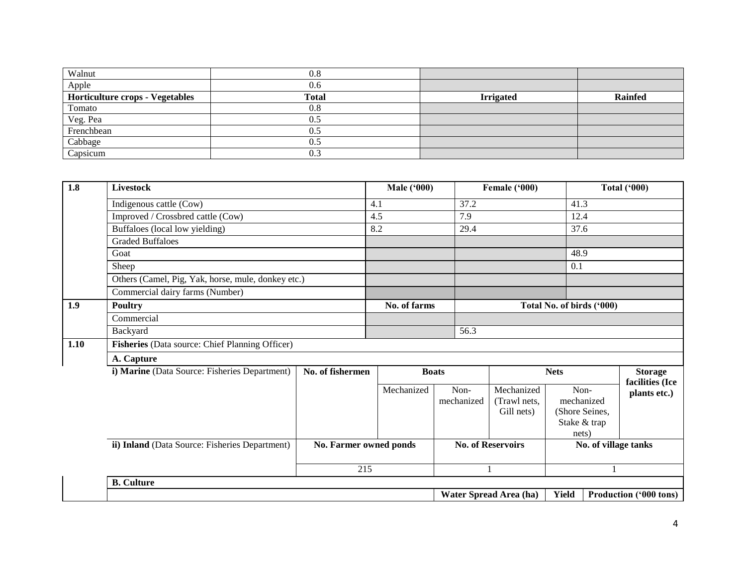| Walnut | 0.8 | | |
|---|---|---|---|
| Apple | 0.6 | | |
| **Horticulture crops - Vegetables** | **Total** | **Irrigated** | **Rainfed** |
| Tomato | 0.8 | | |
| Veg. Pea | 0.5 | | |
| Frenchbean | 0.5 | | |
| Cabbage | 0.5 | | |
| Capsicum | 0.3 | | |

| **1.8** | **Livestock** | **Male ('000)** | **Female ('000)** | **Total ('000)** |
|---|---|---|---|---|
| | Indigenous cattle (Cow) | 4.1 | 37.2 | 41.3 |
| | Improved / Crossbred cattle (Cow) | 4.5 | 7.9 | 12.4 |
| | Buffaloes (local low yielding) | 8.2 | 29.4 | 37.6 |
| | Graded Buffaloes | | | |
| | Goat | | | 48.9 |
| | Sheep | | | 0.1 |
| | Others (Camel, Pig, Yak, horse, mule, donkey etc.) | | | |
| | Commercial dairy farms (Number) | | | |
| **1.9** | **Poultry** | **No. of farms** | **Total No. of birds ('000)** | |
| | Commercial | | | |
| | Backyard | | 56.3 | |

| **1.10** | **Fisheries** (Data source: Chief Planning Officer) | | | | | | |
|---|---|---|---|---|---|---|---|
| | **A. Capture** | | | | | | |
| | **i) Marine** (Data Source: Fisheries Department) | **No. of fishermen** | **Boats** | | **Nets** | | **Storage facilities (Ice plants etc.)** |
| | | | Mechanized | Non-mechanized | Mechanized (Trawl nets, Gill nets) | Non-mechanized (Shore Seines, Stake & trap nets) | |
| | **ii) Inland** (Data Source: Fisheries Department) | **No. Farmer owned ponds** | | **No. of Reservoirs** | | **No. of village tanks** | |
| | | 215 | | 1 | | 1 | |
| | **B. Culture** | | | | | | |
| | | | | **Water Spread Area (ha)** | | **Yield** | **Production ('000 tons)** |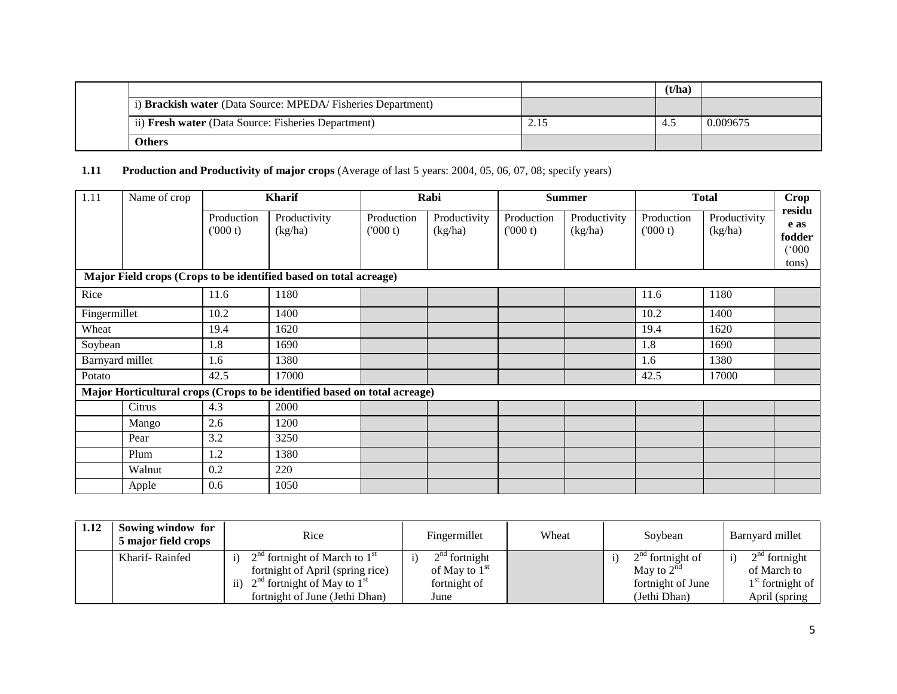| | | | (t/ha) | |
|---|---|---|---|---|
| | i) **Brackish water** (Data Source: MPEDA/ Fisheries Department) | | | |
| | ii) **Fresh water** (Data Source: Fisheries Department) | 2.15 | 4.5 | 0.009675 |
| | **Others** | | | |

**1.11 Production and Productivity of major crops** (Average of last 5 years: 2004, 05, 06, 07, 08; specify years)

| 1.11 | Name of crop | Kharif | | Rabi | | Summer | | Total | | Crop residue as fodder ('000 tons) |
|---|---|---|---|---|---|---|---|---|---|---|
| | | Production ('000 t) | Productivity (kg/ha) | Production ('000 t) | Productivity (kg/ha) | Production ('000 t) | Productivity (kg/ha) | Production ('000 t) | Productivity (kg/ha) | |
| **Major Field crops (Crops to be identified based on total acreage)** | | | | | | | | | | |
| Rice | | 11.6 | 1180 | | | | | 11.6 | 1180 | |
| Fingermillet | | 10.2 | 1400 | | | | | 10.2 | 1400 | |
| Wheat | | 19.4 | 1620 | | | | | 19.4 | 1620 | |
| Soybean | | 1.8 | 1690 | | | | | 1.8 | 1690 | |
| Barnyard millet | | 1.6 | 1380 | | | | | 1.6 | 1380 | |
| Potato | | 42.5 | 17000 | | | | | 42.5 | 17000 | |
| **Major Horticultural crops (Crops to be identified based on total acreage)** | | | | | | | | | | |
| | Citrus | 4.3 | 2000 | | | | | | | |
| | Mango | 2.6 | 1200 | | | | | | | |
| | Pear | 3.2 | 3250 | | | | | | | |
| | Plum | 1.2 | 1380 | | | | | | | |
| | Walnut | 0.2 | 220 | | | | | | | |
| | Apple | 0.6 | 1050 | | | | | | | |

| 1.12 | Sowing window for 5 major field crops | Rice | Fingermillet | Wheat | Soybean | Barnyard millet |
|---|---|---|---|---|---|---|
| | Kharif- Rainfed | i) 2nd fortnight of March to 1st fortnight of April (spring rice) ii) 2nd fortnight of May to 1st fortnight of June (Jethi Dhan) | i) 2nd fortnight of May to 1st fortnight of June | | i) 2nd fortnight of May to 2nd fortnight of June (Jethi Dhan) | i) 2nd fortnight of March to 1st fortnight of April (spring |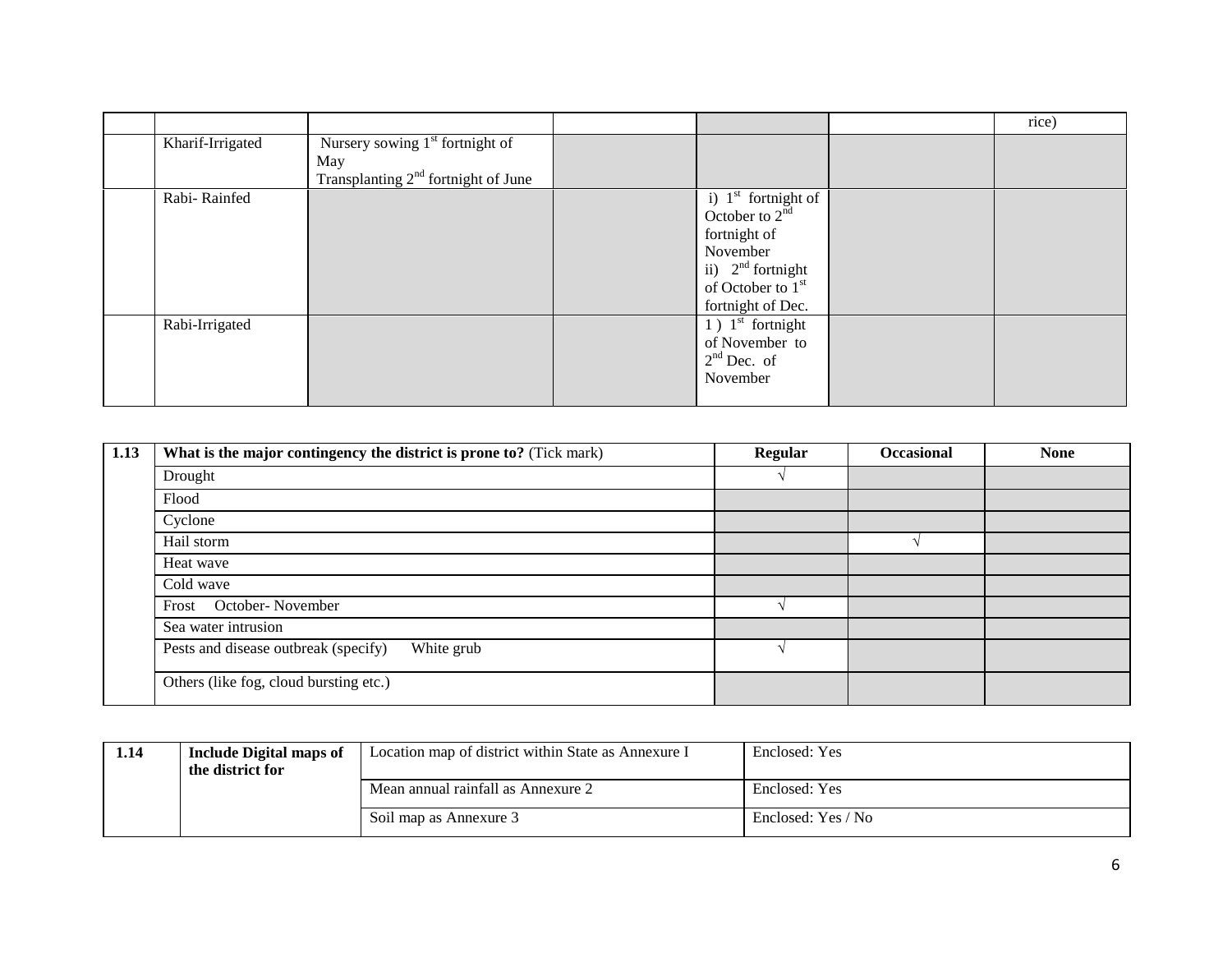| | | | | | | |
|---|---|---|---|---|---|---|
| | | | | | | rice) |
| | Kharif-Irrigated | Nursery sowing 1st fortnight of May<br>Transplanting 2nd fortnight of June | | | | |
| | Rabi- Rainfed | | | i) 1st fortnight of October to 2nd fortnight of November<br>ii) 2nd fortnight of October to 1st fortnight of Dec. | | |
| | Rabi-Irrigated | | | 1 ) 1st fortnight of November to 2nd Dec. of November | | |

| 1.13 | What is the major contingency the district is prone to? (Tick mark) | Regular | Occasional | None |
|---|---|---|---|---|
| | Drought | √ | | |
| | Flood | | | |
| | Cyclone | | | |
| | Hail storm | | √ | |
| | Heat wave | | | |
| | Cold wave | | | |
| | Frost October- November | √ | | |
| | Sea water intrusion | | | |
| | Pests and disease outbreak (specify) White grub | √ | | |
| | Others (like fog, cloud bursting etc.) | | | |

| 1.14 | Include Digital maps of the district for | Location map of district within State as Annexure I | Enclosed: Yes |
|---|---|---|---|
| | | Mean annual rainfall as Annexure 2 | Enclosed: Yes |
| | | Soil map as Annexure 3 | Enclosed: Yes / No |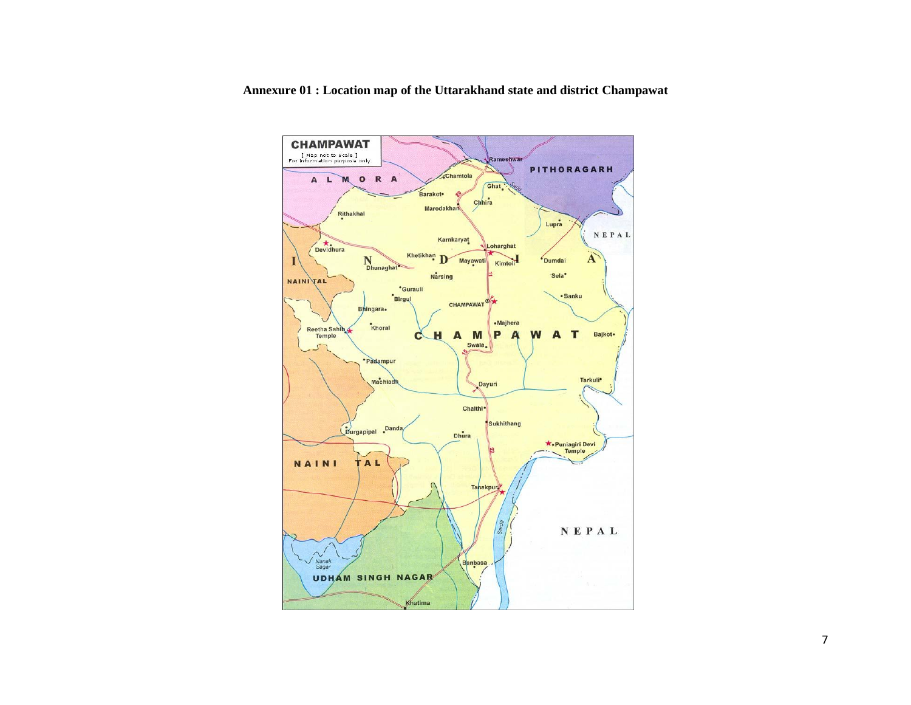**Annexure 01 : Location map of the Uttarakhand state and district Champawat**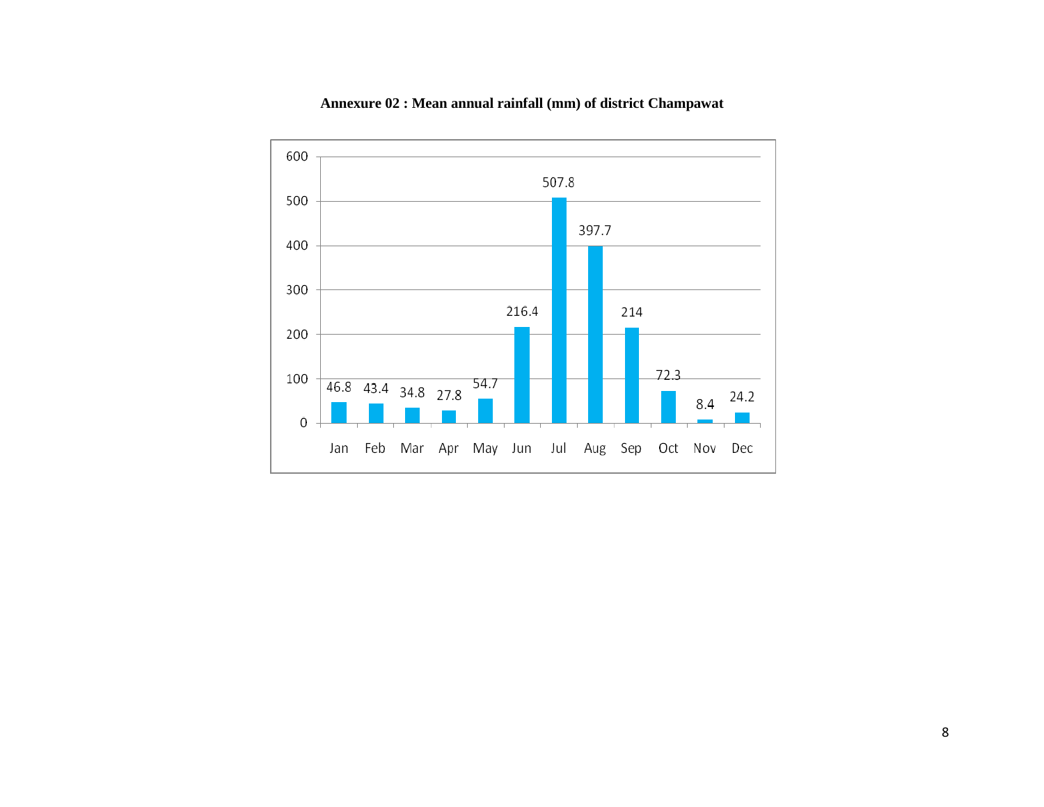**Annexure 02 : Mean annual rainfall (mm) of district Champawat**

| Month | Jan | Feb | Mar | Apr | May | Jun | Jul | Aug | Sep | Oct | Nov | Dec |
|---|---|---|---|---|---|---|---|---|---|---|---|---|
| Rainfall (mm) | 46.8 | 43.4 | 34.8 | 27.8 | 54.7 | 216.4 | 507.8 | 397.7 | 214 | 72.3 | 8.4 | 24.2 |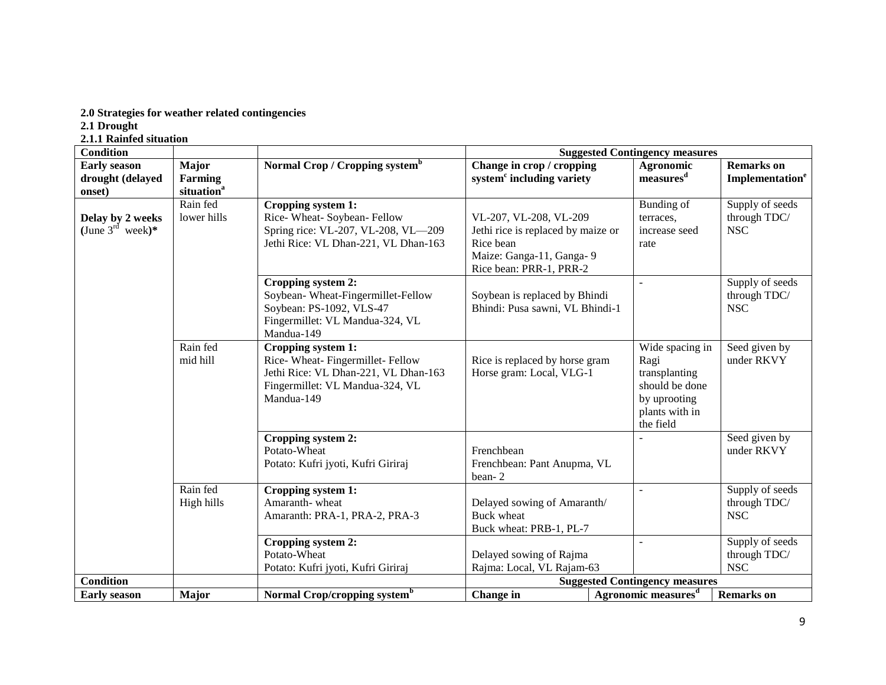**2.0 Strategies for weather related contingencies**

**2.1 Drought**

**2.1.1 Rainfed situation**

| Condition | | | Suggested Contingency measures | | |
|---|---|---|---|---|---|
| **Early season drought (delayed onset)** | **Major Farming situation**[a] | **Normal Crop / Cropping system**[b] | **Change in crop / cropping system**[c] **including variety** | **Agronomic measures**[d] | **Remarks on Implementation**[e] |
| **Delay by 2 weeks (June 3rd week)*** | Rain fed lower hills | **Cropping system 1:** Rice- Wheat- Soybean- Fellow Spring rice: VL-207, VL-208, VL—209 Jethi Rice: VL Dhan-221, VL Dhan-163 | VL-207, VL-208, VL-209 Jethi rice is replaced by maize or Rice bean Maize: Ganga-11, Ganga- 9 Rice bean: PRR-1, PRR-2 | Bunding of terraces, increase seed rate | Supply of seeds through TDC/ NSC |
| | | **Cropping system 2:** Soybean- Wheat-Fingermillet-Fellow Soybean: PS-1092, VLS-47 Fingermillet: VL Mandua-324, VL Mandua-149 | Soybean is replaced by Bhindi Bhindi: Pusa sawni, VL Bhindi-1 | - | Supply of seeds through TDC/ NSC |
| | Rain fed mid hill | **Cropping system 1:** Rice- Wheat- Fingermillet- Fellow Jethi Rice: VL Dhan-221, VL Dhan-163 Fingermillet: VL Mandua-324, VL Mandua-149 | Rice is replaced by horse gram Horse gram: Local, VLG-1 | Wide spacing in Ragi transplanting should be done by uprooting plants with in the field | Seed given by under RKVY |
| | | **Cropping system 2:** Potato-Wheat Potato: Kufri jyoti, Kufri Giriraj | Frenchbean Frenchbean: Pant Anupma, VL bean- 2 | - | Seed given by under RKVY |
| | Rain fed High hills | **Cropping system 1:** Amaranth- wheat Amaranth: PRA-1, PRA-2, PRA-3 | Delayed sowing of Amaranth/ Buck wheat Buck wheat: PRB-1, PL-7 | - | Supply of seeds through TDC/ NSC |
| | | **Cropping system 2:** Potato-Wheat Potato: Kufri jyoti, Kufri Giriraj | Delayed sowing of Rajma Rajma: Local, VL Rajam-63 | - | Supply of seeds through TDC/ NSC |

| Condition | | | Suggested Contingency measures | | |
|---|---|---|---|---|---|
| **Early season** | **Major** | **Normal Crop/cropping system**[b] | **Change in** | **Agronomic measures**[d] | **Remarks on** |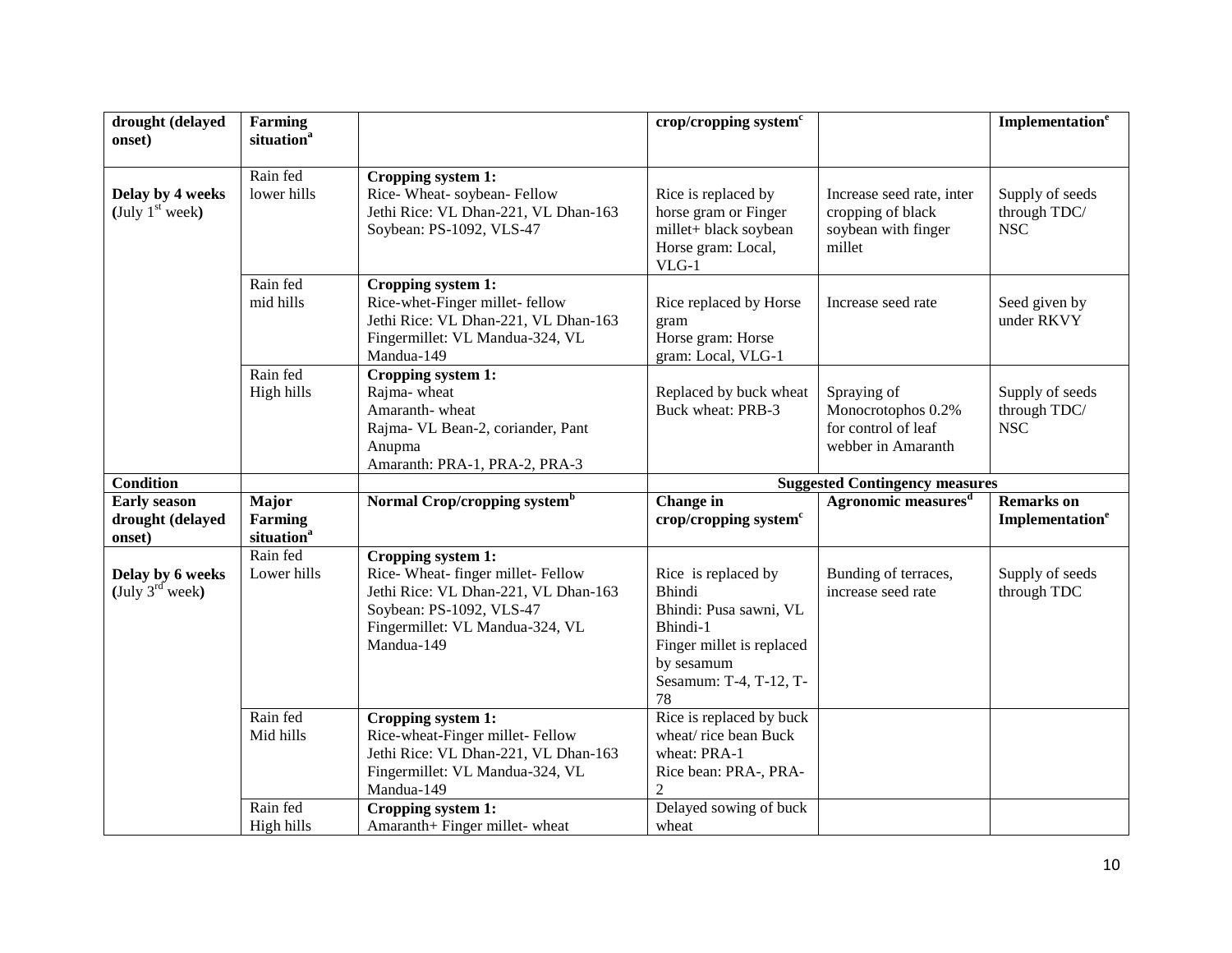| drought (delayed onset) | Farming situation[a] | | crop/cropping system[c] | | Implementation[e] |
|---|---|---|---|---|---|
| **Delay by 4 weeks (July 1st week)** | Rain fed lower hills | **Cropping system 1:** Rice- Wheat- soybean- Fellow Jethi Rice: VL Dhan-221, VL Dhan-163 Soybean: PS-1092, VLS-47 | Rice is replaced by horse gram or Finger millet+ black soybean Horse gram: Local, VLG-1 | Increase seed rate, inter cropping of black soybean with finger millet | Supply of seeds through TDC/ NSC |
| | Rain fed mid hills | **Cropping system 1:** Rice-whet-Finger millet- fellow Jethi Rice: VL Dhan-221, VL Dhan-163 Fingermillet: VL Mandua-324, VL Mandua-149 | Rice replaced by Horse gram Horse gram: Horse gram: Local, VLG-1 | Increase seed rate | Seed given by under RKVY |
| | Rain fed High hills | **Cropping system 1:** Rajma- wheat Amaranth- wheat Rajma- VL Bean-2, coriander, Pant Anupma Amaranth: PRA-1, PRA-2, PRA-3 | Replaced by buck wheat Buck wheat: PRB-3 | Spraying of Monocrotophos 0.2% for control of leaf webber in Amaranth | Supply of seeds through TDC/ NSC |
| **Condition** | | | **Suggested Contingency measures** | | |
| **Early season drought (delayed onset)** | **Major Farming situation[a]** | **Normal Crop/cropping system[b]** | **Change in crop/cropping system[c]** | **Agronomic measures[d]** | **Remarks on Implementation[e]** |
| **Delay by 6 weeks (July 3rd week)** | Rain fed Lower hills | **Cropping system 1:** Rice- Wheat- finger millet- Fellow Jethi Rice: VL Dhan-221, VL Dhan-163 Soybean: PS-1092, VLS-47 Fingermillet: VL Mandua-324, VL Mandua-149 | Rice is replaced by Bhindi Bhindi: Pusa sawni, VL Bhindi-1 Finger millet is replaced by sesamum Sesamum: T-4, T-12, T-78 | Bunding of terraces, increase seed rate | Supply of seeds through TDC |
| | Rain fed Mid hills | **Cropping system 1:** Rice-wheat-Finger millet- Fellow Jethi Rice: VL Dhan-221, VL Dhan-163 Fingermillet: VL Mandua-324, VL Mandua-149 | Rice is replaced by buck wheat/ rice bean Buck wheat: PRA-1 Rice bean: PRA-, PRA-2 | | |
| | Rain fed High hills | **Cropping system 1:** Amaranth+ Finger millet- wheat | Delayed sowing of buck wheat | | |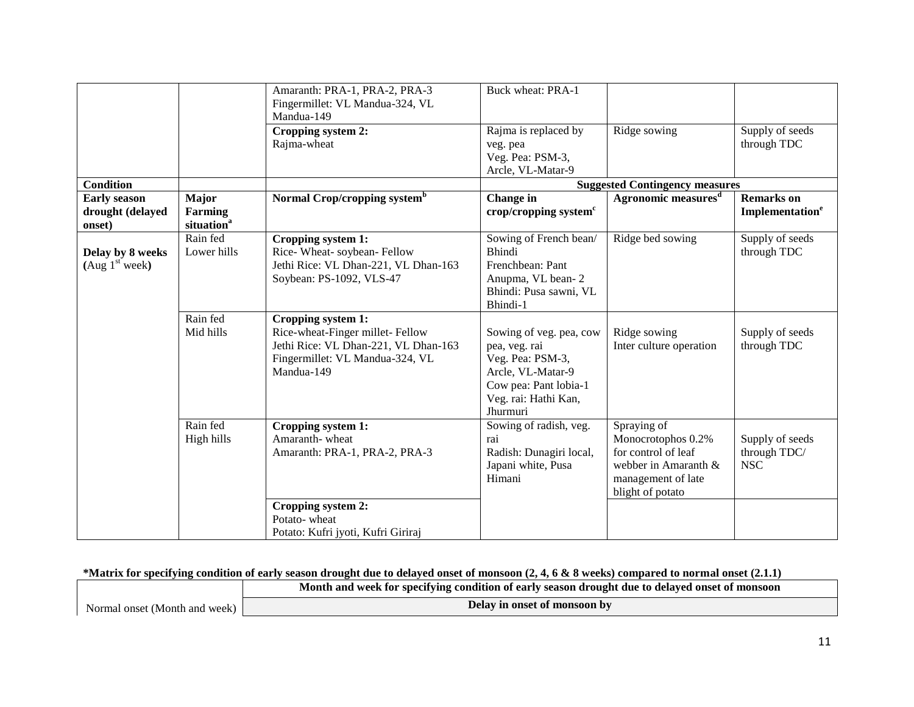|  |  | Amaranth: PRA-1, PRA-2, PRA-3<br>Fingermillet: VL Mandua-324, VL Mandua-149 | Buck wheat: PRA-1 |  |  |
|---|---|---|---|---|---|
|  |  | **Cropping system 2:**<br>Rajma-wheat | Rajma is replaced by veg. pea<br>Veg. Pea: PSM-3, Arcle, VL-Matar-9 | Ridge sowing | Supply of seeds through TDC |
| **Condition** |  |  | **Suggested Contingency measures** |  |  |
| **Early season drought (delayed onset)** | **Major Farming situation[a]** | **Normal Crop/cropping system[b]** | **Change in crop/cropping system[c]** | **Agronomic measures[d]** | **Remarks on Implementation[e]** |
| **Delay by 8 weeks (Aug 1[st] week)** | Rain fed Lower hills | **Cropping system 1:**<br>Rice- Wheat- soybean- Fellow<br>Jethi Rice: VL Dhan-221, VL Dhan-163<br>Soybean: PS-1092, VLS-47 | Sowing of French bean/ Bhindi<br>Frenchbean: Pant Anupma, VL bean- 2<br>Bhindi: Pusa sawni, VL Bhindi-1 | Ridge bed sowing | Supply of seeds through TDC |
|  | Rain fed Mid hills | **Cropping system 1:**<br>Rice-wheat-Finger millet- Fellow<br>Jethi Rice: VL Dhan-221, VL Dhan-163<br>Fingermillet: VL Mandua-324, VL Mandua-149 | Sowing of veg. pea, cow pea, veg. rai<br>Veg. Pea: PSM-3, Arcle, VL-Matar-9<br>Cow pea: Pant lobia-1<br>Veg. rai: Hathi Kan, Jhurmuri | Ridge sowing<br>Inter culture operation | Supply of seeds through TDC |
|  | Rain fed High hills | **Cropping system 1:**<br>Amaranth- wheat<br>Amaranth: PRA-1, PRA-2, PRA-3 | Sowing of radish, veg. rai<br>Radish: Dunagiri local, Japani white, Pusa Himani | Spraying of Monocrotophos 0.2% for control of leaf webber in Amaranth & management of late blight of potato | Supply of seeds through TDC/ NSC |
|  |  | **Cropping system 2:**<br>Potato- wheat<br>Potato: Kufri jyoti, Kufri Giriraj |  |  |  |

**\*Matrix for specifying condition of early season drought due to delayed onset of monsoon (2, 4, 6 & 8 weeks) compared to normal onset (2.1.1)**

|  | **Month and week for specifying condition of early season drought due to delayed onset of monsoon** |
|---|---|
| Normal onset (Month and week) | **Delay in onset of monsoon by** |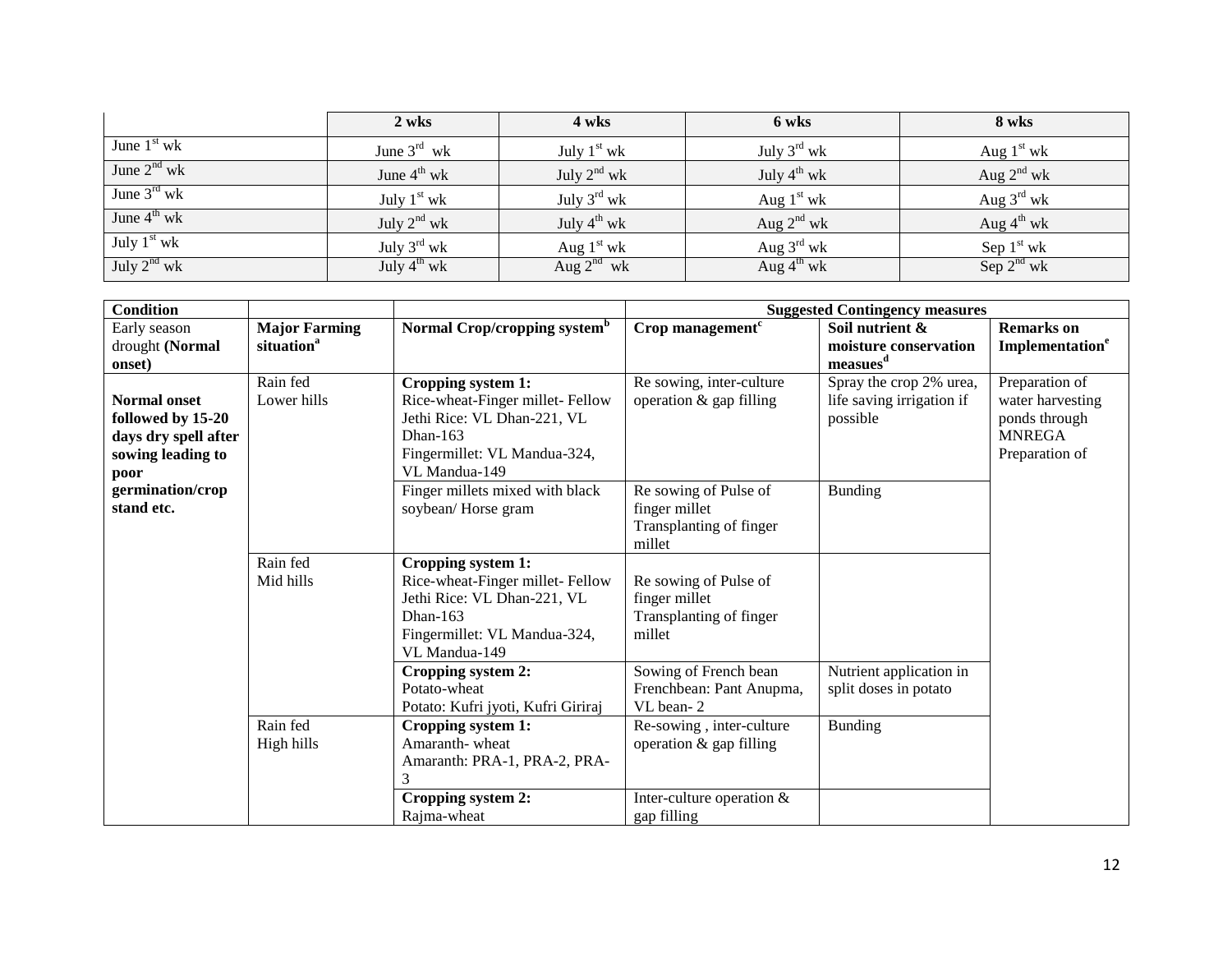| | 2 wks | 4 wks | 6 wks | 8 wks |
|---|---|---|---|---|
| June 1st wk | June 3rd wk | July 1st wk | July 3rd wk | Aug 1st wk |
| June 2nd wk | June 4th wk | July 2nd wk | July 4th wk | Aug 2nd wk |
| June 3rd wk | July 1st wk | July 3rd wk | Aug 1st wk | Aug 3rd wk |
| June 4th wk | July 2nd wk | July 4th wk | Aug 2nd wk | Aug 4th wk |
| July 1st wk | July 3rd wk | Aug 1st wk | Aug 3rd wk | Sep 1st wk |
| July 2nd wk | July 4th wk | Aug 2nd wk | Aug 4th wk | Sep 2nd wk |

| Condition | | | Suggested Contingency measures | | |
|---|---|---|---|---|---|
| Early season drought **(Normal onset)** | **Major Farming situation[a]** | **Normal Crop/cropping system[b]** | **Crop management[c]** | **Soil nutrient & moisture conservation measues[d]** | **Remarks on Implementation[e]** |
| **Normal onset followed by 15-20 days dry spell after sowing leading to poor germination/crop stand etc.** | Rain fed Lower hills | **Cropping system 1:** Rice-wheat-Finger millet- Fellow Jethi Rice: VL Dhan-221, VL Dhan-163 Fingermillet: VL Mandua-324, VL Mandua-149 | Re sowing, inter-culture operation & gap filling | Spray the crop 2% urea, life saving irrigation if possible | Preparation of water harvesting ponds through MNREGA Preparation of |
| | | Finger millets mixed with black soybean/ Horse gram | Re sowing of Pulse of finger millet Transplanting of finger millet | Bunding | |
| | Rain fed Mid hills | **Cropping system 1:** Rice-wheat-Finger millet- Fellow Jethi Rice: VL Dhan-221, VL Dhan-163 Fingermillet: VL Mandua-324, VL Mandua-149 | Re sowing of Pulse of finger millet Transplanting of finger millet | | |
| | | **Cropping system 2:** Potato-wheat Potato: Kufri jyoti, Kufri Giriraj | Sowing of French bean Frenchbean: Pant Anupma, VL bean- 2 | Nutrient application in split doses in potato | |
| | Rain fed High hills | **Cropping system 1:** Amaranth- wheat Amaranth: PRA-1, PRA-2, PRA-3 | Re-sowing , inter-culture operation & gap filling | Bunding | |
| | | **Cropping system 2:** Rajma-wheat | Inter-culture operation & gap filling | | |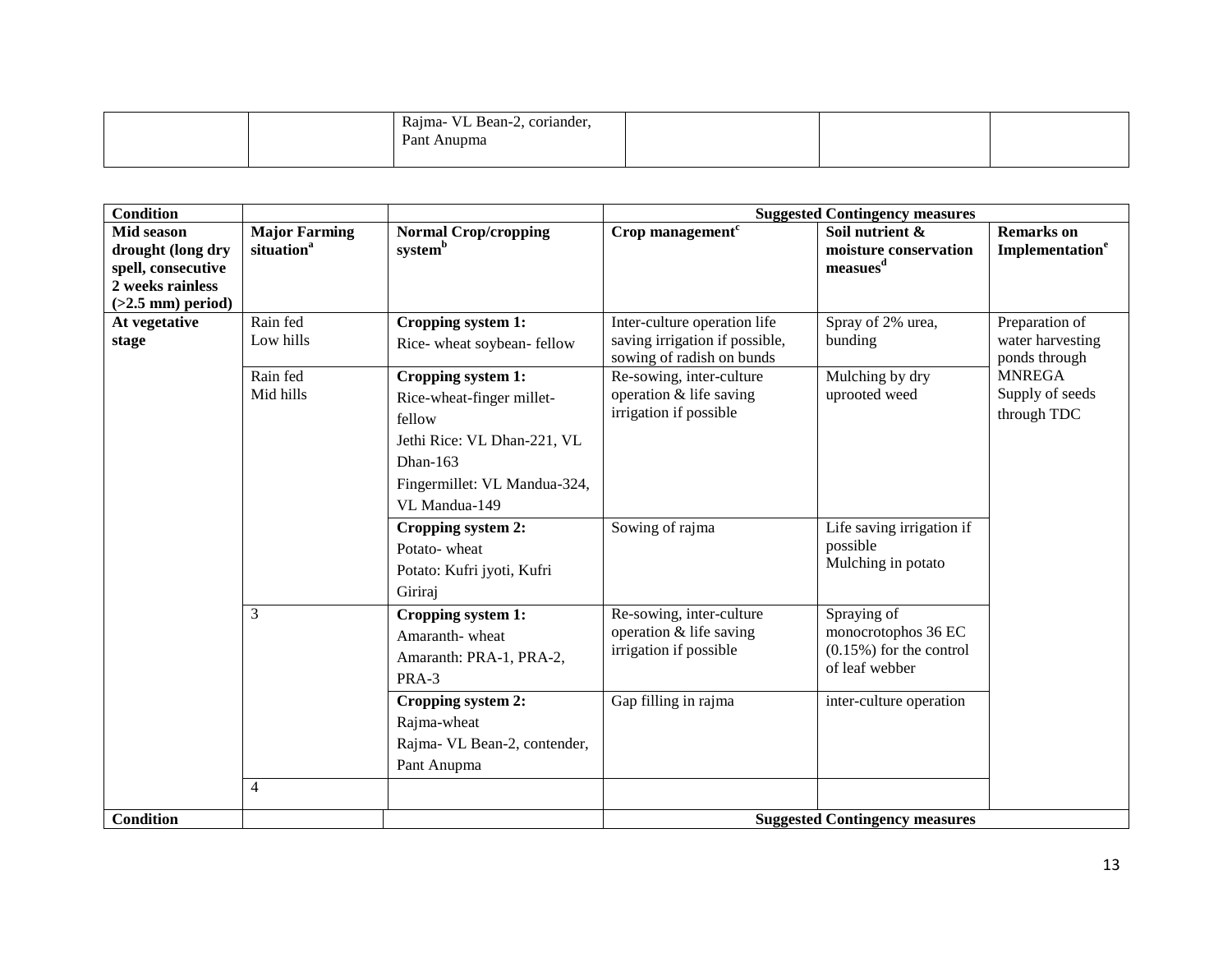| | | Rajma- VL Bean-2, coriander, Pant Anupma | | | |
|---|---|---|---|---|---|

| Condition | | | Suggested Contingency measures | | |
|---|---|---|---|---|---|
| **Mid season drought (long dry spell, consecutive 2 weeks rainless (>2.5 mm) period)** | **Major Farming situation[a]** | **Normal Crop/cropping system[b]** | **Crop management[c]** | **Soil nutrient & moisture conservation measues[d]** | **Remarks on Implementation[e]** |
| **At vegetative stage** | Rain fed Low hills | **Cropping system 1:** Rice- wheat soybean- fellow | Inter-culture operation life saving irrigation if possible, sowing of radish on bunds | Spray of 2% urea, bunding | Preparation of water harvesting ponds through MNREGA Supply of seeds through TDC |
| | Rain fed Mid hills | **Cropping system 1:** Rice-wheat-finger millet-fellow Jethi Rice: VL Dhan-221, VL Dhan-163 Fingermillet: VL Mandua-324, VL Mandua-149 | Re-sowing, inter-culture operation & life saving irrigation if possible | Mulching by dry uprooted weed | |
| | | **Cropping system 2:** Potato- wheat Potato: Kufri jyoti, Kufri Giriraj | Sowing of rajma | Life saving irrigation if possible Mulching in potato | |
| | 3 | **Cropping system 1:** Amaranth- wheat Amaranth: PRA-1, PRA-2, PRA-3 | Re-sowing, inter-culture operation & life saving irrigation if possible | Spraying of monocrotophos 36 EC (0.15%) for the control of leaf webber | |
| | | **Cropping system 2:** Rajma-wheat Rajma- VL Bean-2, contender, Pant Anupma | Gap filling in rajma | inter-culture operation | |
| | 4 | | | | |
| **Condition** | | | **Suggested Contingency measures** | | |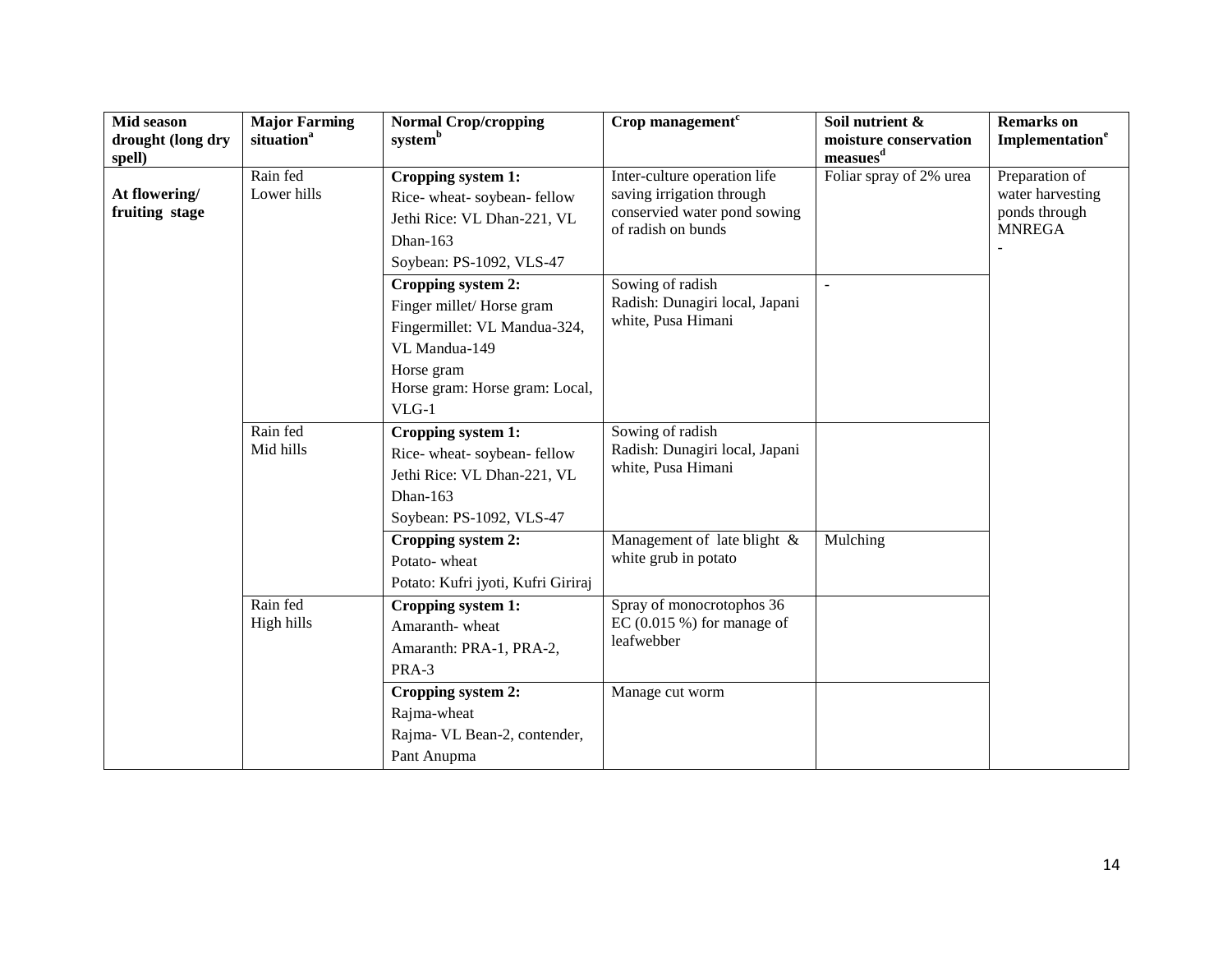| Mid season drought (long dry spell) | Major Farming situation[a] | Normal Crop/cropping system[b] | Crop management[c] | Soil nutrient & moisture conservation measues[d] | Remarks on Implementation[e] |
|---|---|---|---|---|---|
| **At flowering/ fruiting stage** | Rain fed Lower hills | **Cropping system 1:** Rice- wheat- soybean- fellow Jethi Rice: VL Dhan-221, VL Dhan-163 Soybean: PS-1092, VLS-47 | Inter-culture operation life saving irrigation through conservied water pond sowing of radish on bunds | Foliar spray of 2% urea | Preparation of water harvesting ponds through MNREGA - |
| | | **Cropping system 2:** Finger millet/ Horse gram Fingermillet: VL Mandua-324, VL Mandua-149 Horse gram Horse gram: Horse gram: Local, VLG-1 | Sowing of radish Radish: Dunagiri local, Japani white, Pusa Himani | - | |
| | Rain fed Mid hills | **Cropping system 1:** Rice- wheat- soybean- fellow Jethi Rice: VL Dhan-221, VL Dhan-163 Soybean: PS-1092, VLS-47 | Sowing of radish Radish: Dunagiri local, Japani white, Pusa Himani | | |
| | | **Cropping system 2:** Potato- wheat Potato: Kufri jyoti, Kufri Giriraj | Management of late blight & white grub in potato | Mulching | |
| | Rain fed High hills | **Cropping system 1:** Amaranth- wheat Amaranth: PRA-1, PRA-2, PRA-3 | Spray of monocrotophos 36 EC (0.015 %) for manage of leafwebber | | |
| | | **Cropping system 2:** Rajma-wheat Rajma- VL Bean-2, contender, Pant Anupma | Manage cut worm | | |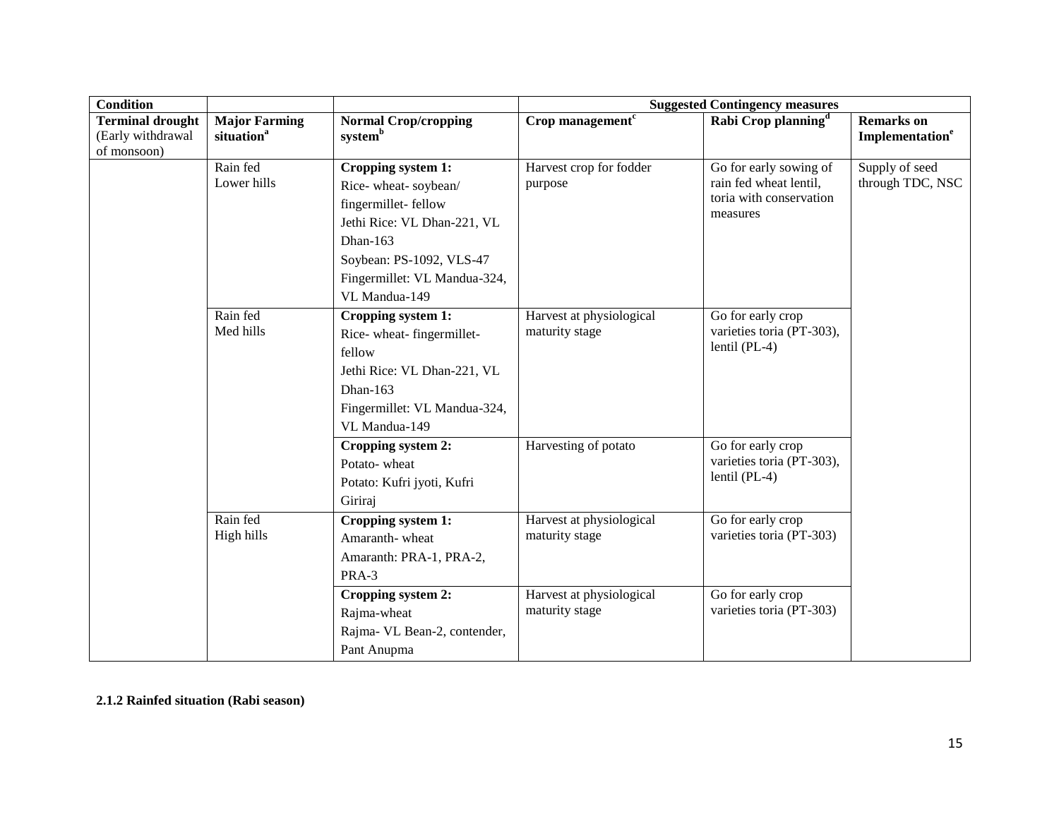| Condition | | | Suggested Contingency measures | | |
|---|---|---|---|---|---|
| **Terminal drought** (Early withdrawal of monsoon) | **Major Farming situation[a]** | **Normal Crop/cropping system[b]** | **Crop management[c]** | **Rabi Crop planning[d]** | **Remarks on Implementation[e]** |
| | Rain fed Lower hills | **Cropping system 1:** Rice- wheat- soybean/ fingermillet- fellow Jethi Rice: VL Dhan-221, VL Dhan-163 Soybean: PS-1092, VLS-47 Fingermillet: VL Mandua-324, VL Mandua-149 | Harvest crop for fodder purpose | Go for early sowing of rain fed wheat lentil, toria with conservation measures | Supply of seed through TDC, NSC |
| | Rain fed Med hills | **Cropping system 1:** Rice- wheat- fingermillet- fellow Jethi Rice: VL Dhan-221, VL Dhan-163 Fingermillet: VL Mandua-324, VL Mandua-149 | Harvest at physiological maturity stage | Go for early crop varieties toria (PT-303), lentil (PL-4) | |
| | | **Cropping system 2:** Potato- wheat Potato: Kufri jyoti, Kufri Giriraj | Harvesting of potato | Go for early crop varieties toria (PT-303), lentil (PL-4) | |
| | Rain fed High hills | **Cropping system 1:** Amaranth- wheat Amaranth: PRA-1, PRA-2, PRA-3 | Harvest at physiological maturity stage | Go for early crop varieties toria (PT-303) | |
| | | **Cropping system 2:** Rajma-wheat Rajma- VL Bean-2, contender, Pant Anupma | Harvest at physiological maturity stage | Go for early crop varieties toria (PT-303) | |

**2.1.2 Rainfed situation (Rabi season)**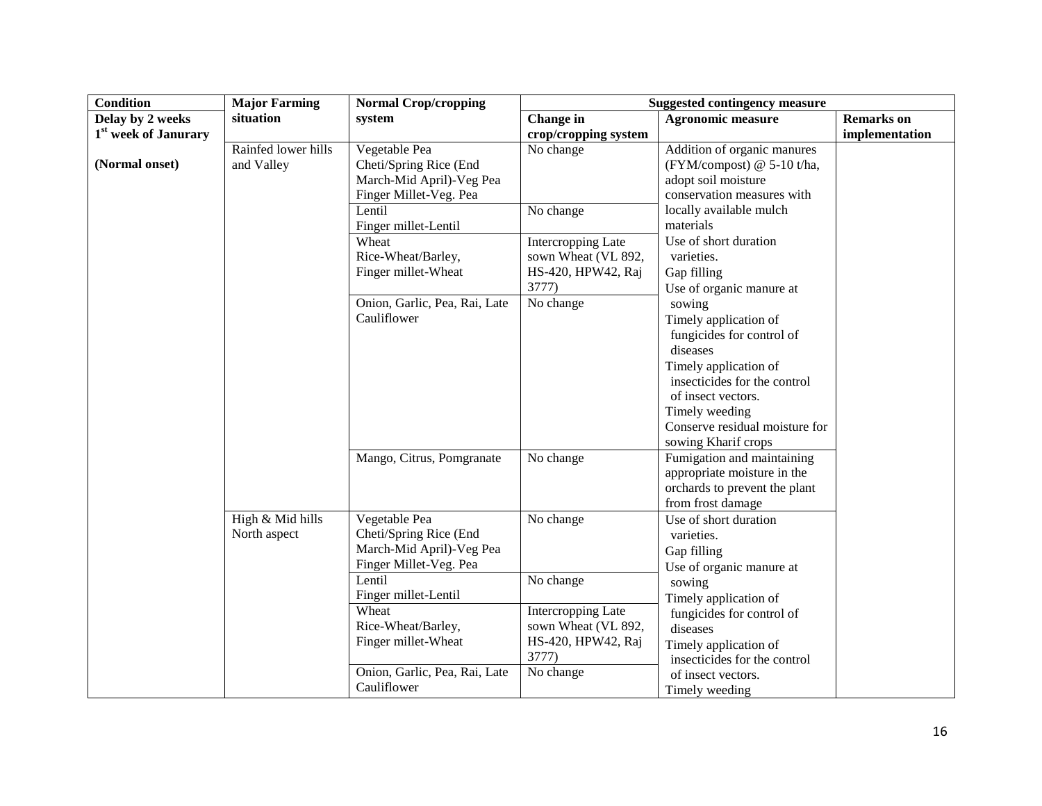| Condition | Major Farming situation | Normal Crop/cropping system | Suggested contingency measure | | |
|---|---|---|---|---|---|
| Delay by 2 weeks 1st week of Janurary | | | Change in crop/cropping system | Agronomic measure | Remarks on implementation |
| (Normal onset) | Rainfed lower hills and Valley | Vegetable Pea<br>Cheti/Spring Rice (End March-Mid April)-Veg Pea<br>Finger Millet-Veg. Pea | No change | Addition of organic manures (FYM/compost) @ 5-10 t/ha, adopt soil moisture conservation measures with locally available mulch materials<br>Use of short duration varieties.<br>Gap filling<br>Use of organic manure at sowing<br>Timely application of fungicides for control of diseases<br>Timely application of insecticides for the control of insect vectors.<br>Timely weeding<br>Conserve residual moisture for sowing Kharif crops | |
| | | Lentil<br>Finger millet-Lentil | No change | | |
| | | Wheat<br>Rice-Wheat/Barley,<br>Finger millet-Wheat | Intercropping Late sown Wheat (VL 892, HS-420, HPW42, Raj 3777) | | |
| | | Onion, Garlic, Pea, Rai, Late Cauliflower | No change | | |
| | | Mango, Citrus, Pomgranate | No change | Fumigation and maintaining appropriate moisture in the orchards to prevent the plant from frost damage | |
| | High & Mid hills North aspect | Vegetable Pea<br>Cheti/Spring Rice (End March-Mid April)-Veg Pea<br>Finger Millet-Veg. Pea | No change | Use of short duration varieties.<br>Gap filling<br>Use of organic manure at sowing<br>Timely application of fungicides for control of diseases<br>Timely application of insecticides for the control of insect vectors.<br>Timely weeding | |
| | | Lentil<br>Finger millet-Lentil | No change | | |
| | | Wheat<br>Rice-Wheat/Barley,<br>Finger millet-Wheat | Intercropping Late sown Wheat (VL 892, HS-420, HPW42, Raj 3777) | | |
| | | Onion, Garlic, Pea, Rai, Late Cauliflower | No change | | |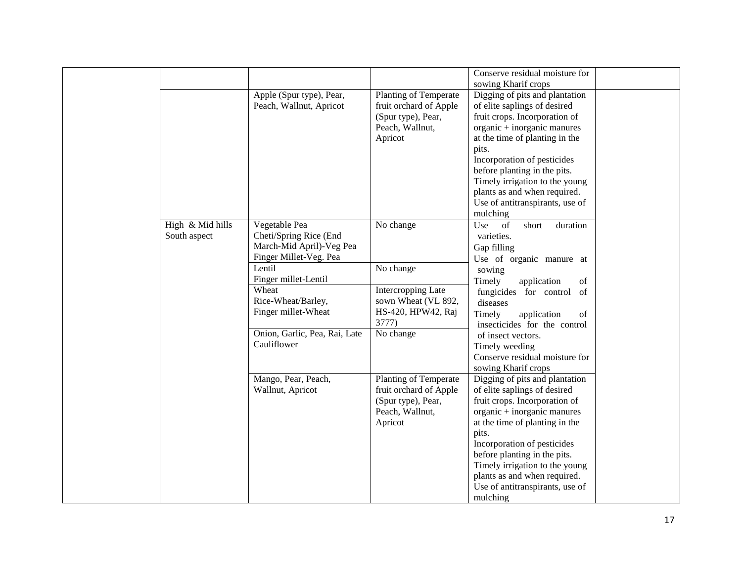| | | | | | |
|---|---|---|---|---|---|
| | | | | Conserve residual moisture for sowing Kharif crops | |
| | | Apple (Spur type), Pear, Peach, Wallnut, Apricot | Planting of Temperate fruit orchard of Apple (Spur type), Pear, Peach, Wallnut, Apricot | Digging of pits and plantation of elite saplings of desired fruit crops. Incorporation of organic + inorganic manures at the time of planting in the pits.<br>Incorporation of pesticides before planting in the pits.<br>Timely irrigation to the young plants as and when required.<br>Use of antitranspirants, use of mulching | |
| | High & Mid hills South aspect | Vegetable Pea<br>Cheti/Spring Rice (End March-Mid April)-Veg Pea<br>Finger Millet-Veg. Pea | No change | Use of short duration varieties.<br>Gap filling<br>Use of organic manure at sowing<br>Timely application of fungicides for control of diseases<br>Timely application of insecticides for the control of insect vectors.<br>Timely weeding<br>Conserve residual moisture for sowing Kharif crops | |
| | | Lentil<br>Finger millet-Lentil | No change | | |
| | | Wheat<br>Rice-Wheat/Barley,<br>Finger millet-Wheat | Intercropping Late sown Wheat (VL 892, HS-420, HPW42, Raj 3777) | | |
| | | Onion, Garlic, Pea, Rai, Late Cauliflower | No change | | |
| | | Mango, Pear, Peach, Wallnut, Apricot | Planting of Temperate fruit orchard of Apple (Spur type), Pear, Peach, Wallnut, Apricot | Digging of pits and plantation of elite saplings of desired fruit crops. Incorporation of organic + inorganic manures at the time of planting in the pits.<br>Incorporation of pesticides before planting in the pits.<br>Timely irrigation to the young plants as and when required.<br>Use of antitranspirants, use of mulching | |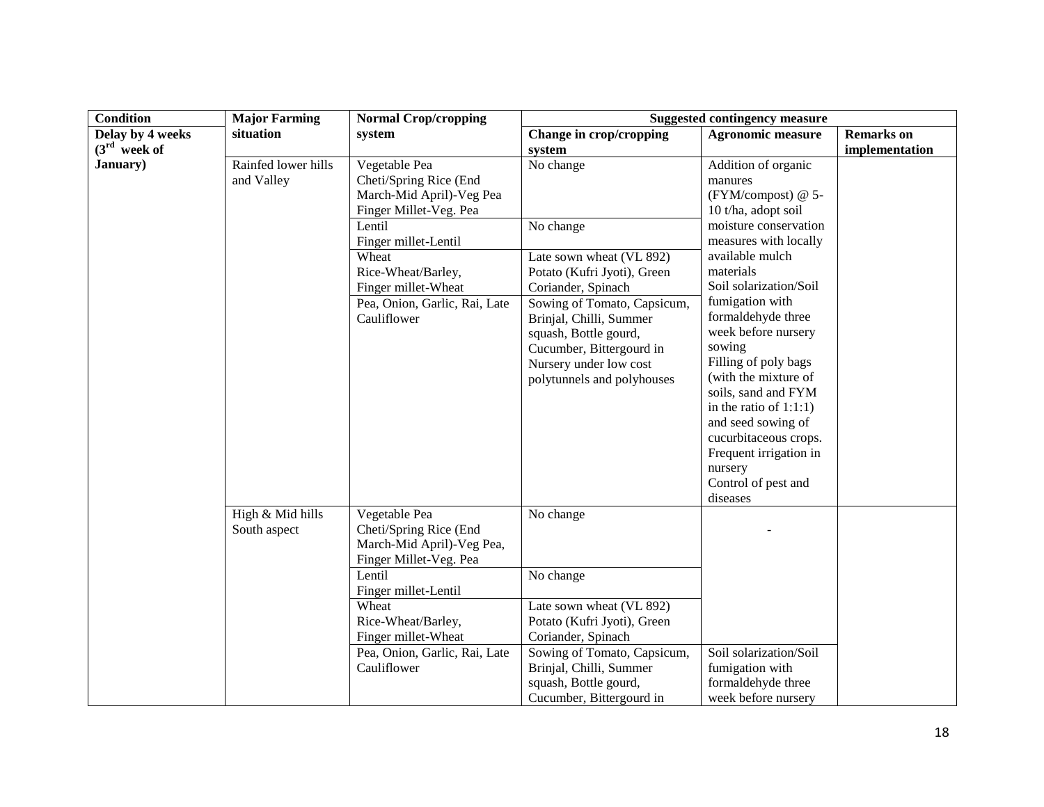| Condition | Major Farming situation | Normal Crop/cropping system | Suggested contingency measure | | |
|---|---|---|---|---|---|
| | | | Change in crop/cropping system | Agronomic measure | Remarks on implementation |
| Delay by 4 weeks (3rd week of January) | Rainfed lower hills and Valley | Vegetable Pea Cheti/Spring Rice (End March-Mid April)-Veg Pea Finger Millet-Veg. Pea | No change | Addition of organic manures (FYM/compost) @ 5-10 t/ha, adopt soil moisture conservation measures with locally available mulch materials Soil solarization/Soil fumigation with formaldehyde three week before nursery sowing Filling of poly bags (with the mixture of soils, sand and FYM in the ratio of 1:1:1) and seed sowing of cucurbitaceous crops. Frequent irrigation in nursery Control of pest and diseases | |
| | | Lentil Finger millet-Lentil | No change | | |
| | | Wheat Rice-Wheat/Barley, Finger millet-Wheat | Late sown wheat (VL 892) Potato (Kufri Jyoti), Green Coriander, Spinach | | |
| | | Pea, Onion, Garlic, Rai, Late Cauliflower | Sowing of Tomato, Capsicum, Brinjal, Chilli, Summer squash, Bottle gourd, Cucumber, Bittergourd in Nursery under low cost polytunnels and polyhouses | | |
| | High & Mid hills South aspect | Vegetable Pea Cheti/Spring Rice (End March-Mid April)-Veg Pea, Finger Millet-Veg. Pea | No change | - | |
| | | Lentil Finger millet-Lentil | No change | | |
| | | Wheat Rice-Wheat/Barley, Finger millet-Wheat | Late sown wheat (VL 892) Potato (Kufri Jyoti), Green Coriander, Spinach | | |
| | | Pea, Onion, Garlic, Rai, Late Cauliflower | Sowing of Tomato, Capsicum, Brinjal, Chilli, Summer squash, Bottle gourd, Cucumber, Bittergourd in | Soil solarization/Soil fumigation with formaldehyde three week before nursery | |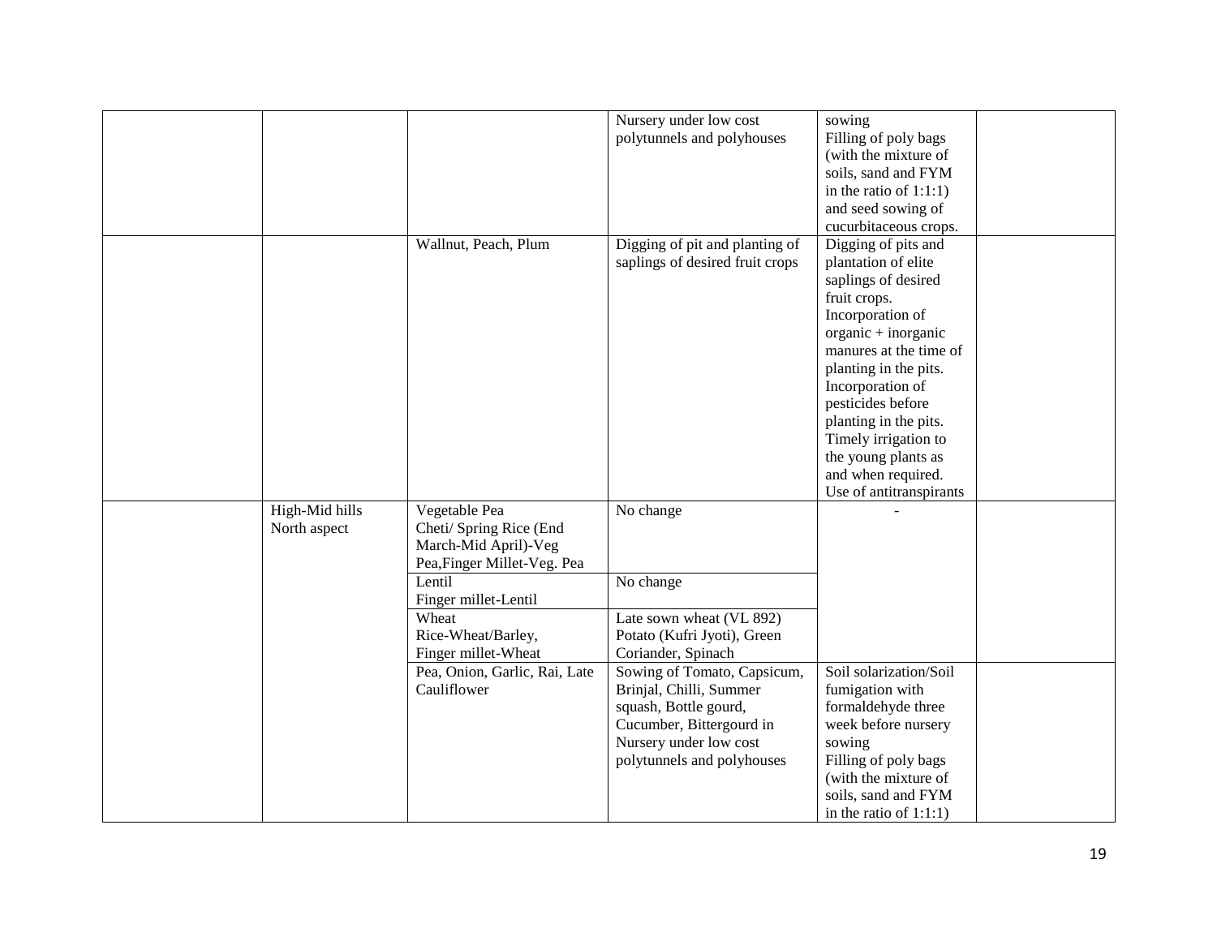| | | | | | |
|---|---|---|---|---|---|
| | | | Nursery under low cost polytunnels and polyhouses | sowing<br>Filling of poly bags (with the mixture of soils, sand and FYM in the ratio of 1:1:1) and seed sowing of cucurbitaceous crops. | |
| | | Wallnut, Peach, Plum | Digging of pit and planting of saplings of desired fruit crops | Digging of pits and plantation of elite saplings of desired fruit crops.<br>Incorporation of organic + inorganic manures at the time of planting in the pits.<br>Incorporation of pesticides before planting in the pits.<br>Timely irrigation to the young plants as and when required.<br>Use of antitranspirants | |
| | High-Mid hills North aspect | Vegetable Pea<br>Cheti/ Spring Rice (End March-Mid April)-Veg Pea,Finger Millet-Veg. Pea | No change | - | |
| | | Lentil<br>Finger millet-Lentil | No change | | |
| | | Wheat<br>Rice-Wheat/Barley,<br>Finger millet-Wheat | Late sown wheat (VL 892)<br>Potato (Kufri Jyoti), Green Coriander, Spinach | | |
| | | Pea, Onion, Garlic, Rai, Late Cauliflower | Sowing of Tomato, Capsicum, Brinjal, Chilli, Summer squash, Bottle gourd, Cucumber, Bittergourd in Nursery under low cost polytunnels and polyhouses | Soil solarization/Soil fumigation with formaldehyde three week before nursery sowing<br>Filling of poly bags (with the mixture of soils, sand and FYM in the ratio of 1:1:1) | |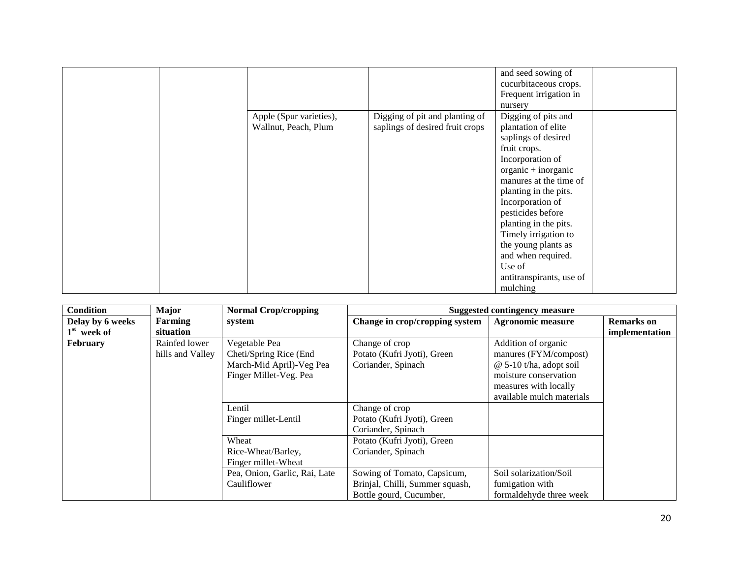| | | | | | |
|---|---|---|---|---|---|
| | | | | and seed sowing of cucurbitaceous crops. Frequent irrigation in nursery | |
| | | Apple (Spur varieties), Wallnut, Peach, Plum | Digging of pit and planting of saplings of desired fruit crops | Digging of pits and plantation of elite saplings of desired fruit crops. Incorporation of organic + inorganic manures at the time of planting in the pits. Incorporation of pesticides before planting in the pits. Timely irrigation to the young plants as and when required. Use of antitranspirants, use of mulching | |

| **Condition** | **Major Farming situation** | **Normal Crop/cropping system** | **Suggested contingency measure** | | |
|---|---|---|---|---|---|
| **Delay by 6 weeks 1st week of February** | | | **Change in crop/cropping system** | **Agronomic measure** | **Remarks on implementation** |
| | Rainfed lower hills and Valley | Vegetable Pea<br>Cheti/Spring Rice (End March-Mid April)-Veg Pea<br>Finger Millet-Veg. Pea | Change of crop<br>Potato (Kufri Jyoti), Green Coriander, Spinach | Addition of organic manures (FYM/compost) @ 5-10 t/ha, adopt soil moisture conservation measures with locally available mulch materials | |
| | | Lentil<br>Finger millet-Lentil | Change of crop<br>Potato (Kufri Jyoti), Green Coriander, Spinach | | |
| | | Wheat<br>Rice-Wheat/Barley,<br>Finger millet-Wheat | Potato (Kufri Jyoti), Green Coriander, Spinach | | |
| | | Pea, Onion, Garlic, Rai, Late Cauliflower | Sowing of Tomato, Capsicum, Brinjal, Chilli, Summer squash, Bottle gourd, Cucumber, | Soil solarization/Soil fumigation with formaldehyde three week | |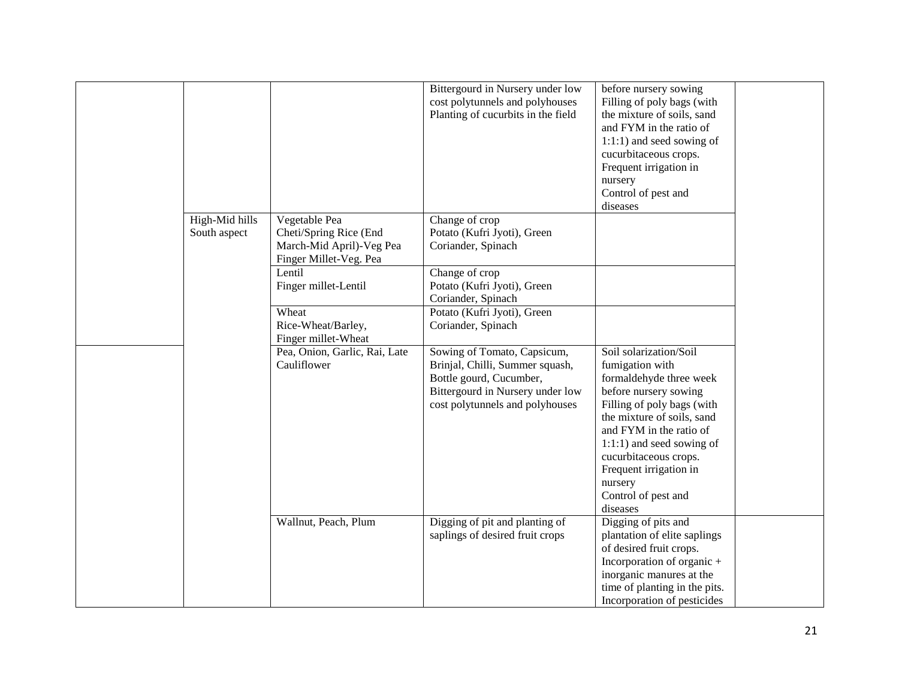| | | | | | |
|---|---|---|---|---|---|
| | | | Bittergourd in Nursery under low cost polytunnels and polyhouses<br>Planting of cucurbits in the field | before nursery sowing<br>Filling of poly bags (with the mixture of soils, sand and FYM in the ratio of 1:1:1) and seed sowing of cucurbitaceous crops.<br>Frequent irrigation in nursery<br>Control of pest and diseases | |
| | High-Mid hills South aspect | Vegetable Pea<br>Cheti/Spring Rice (End March-Mid April)-Veg Pea<br>Finger Millet-Veg. Pea | Change of crop<br>Potato (Kufri Jyoti), Green Coriander, Spinach | | |
| | | Lentil<br>Finger millet-Lentil | Change of crop<br>Potato (Kufri Jyoti), Green Coriander, Spinach | | |
| | | Wheat<br>Rice-Wheat/Barley,<br>Finger millet-Wheat | Potato (Kufri Jyoti), Green Coriander, Spinach | | |
| | | Pea, Onion, Garlic, Rai, Late Cauliflower | Sowing of Tomato, Capsicum, Brinjal, Chilli, Summer squash, Bottle gourd, Cucumber, Bittergourd in Nursery under low cost polytunnels and polyhouses | Soil solarization/Soil fumigation with formaldehyde three week before nursery sowing<br>Filling of poly bags (with the mixture of soils, sand and FYM in the ratio of 1:1:1) and seed sowing of cucurbitaceous crops.<br>Frequent irrigation in nursery<br>Control of pest and diseases | |
| | | Wallnut, Peach, Plum | Digging of pit and planting of saplings of desired fruit crops | Digging of pits and plantation of elite saplings of desired fruit crops.<br>Incorporation of organic + inorganic manures at the time of planting in the pits.<br>Incorporation of pesticides | |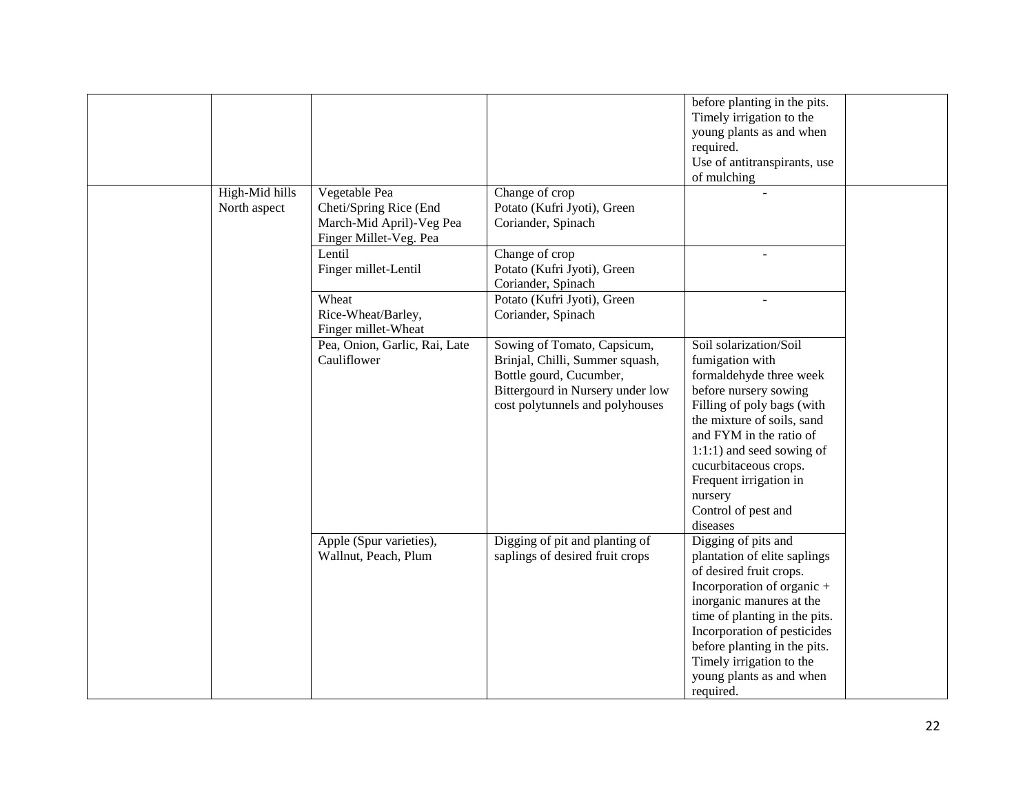| | | | | | |
|---|---|---|---|---|---|
| | | | | before planting in the pits.<br>Timely irrigation to the young plants as and when required.<br>Use of antitranspirants, use of mulching | |
| | High-Mid hills North aspect | Vegetable Pea<br>Cheti/Spring Rice (End March-Mid April)-Veg Pea<br>Finger Millet-Veg. Pea | Change of crop<br>Potato (Kufri Jyoti), Green Coriander, Spinach | - | |
| | | Lentil<br>Finger millet-Lentil | Change of crop<br>Potato (Kufri Jyoti), Green Coriander, Spinach | - | |
| | | Wheat<br>Rice-Wheat/Barley,<br>Finger millet-Wheat | Potato (Kufri Jyoti), Green Coriander, Spinach | - | |
| | | Pea, Onion, Garlic, Rai, Late Cauliflower | Sowing of Tomato, Capsicum, Brinjal, Chilli, Summer squash, Bottle gourd, Cucumber, Bittergourd in Nursery under low cost polytunnels and polyhouses | Soil solarization/Soil fumigation with formaldehyde three week before nursery sowing<br>Filling of poly bags (with the mixture of soils, sand and FYM in the ratio of 1:1:1) and seed sowing of cucurbitaceous crops.<br>Frequent irrigation in nursery<br>Control of pest and diseases | |
| | | Apple (Spur varieties), Wallnut, Peach, Plum | Digging of pit and planting of saplings of desired fruit crops | Digging of pits and plantation of elite saplings of desired fruit crops.<br>Incorporation of organic + inorganic manures at the time of planting in the pits.<br>Incorporation of pesticides before planting in the pits.<br>Timely irrigation to the young plants as and when required. | |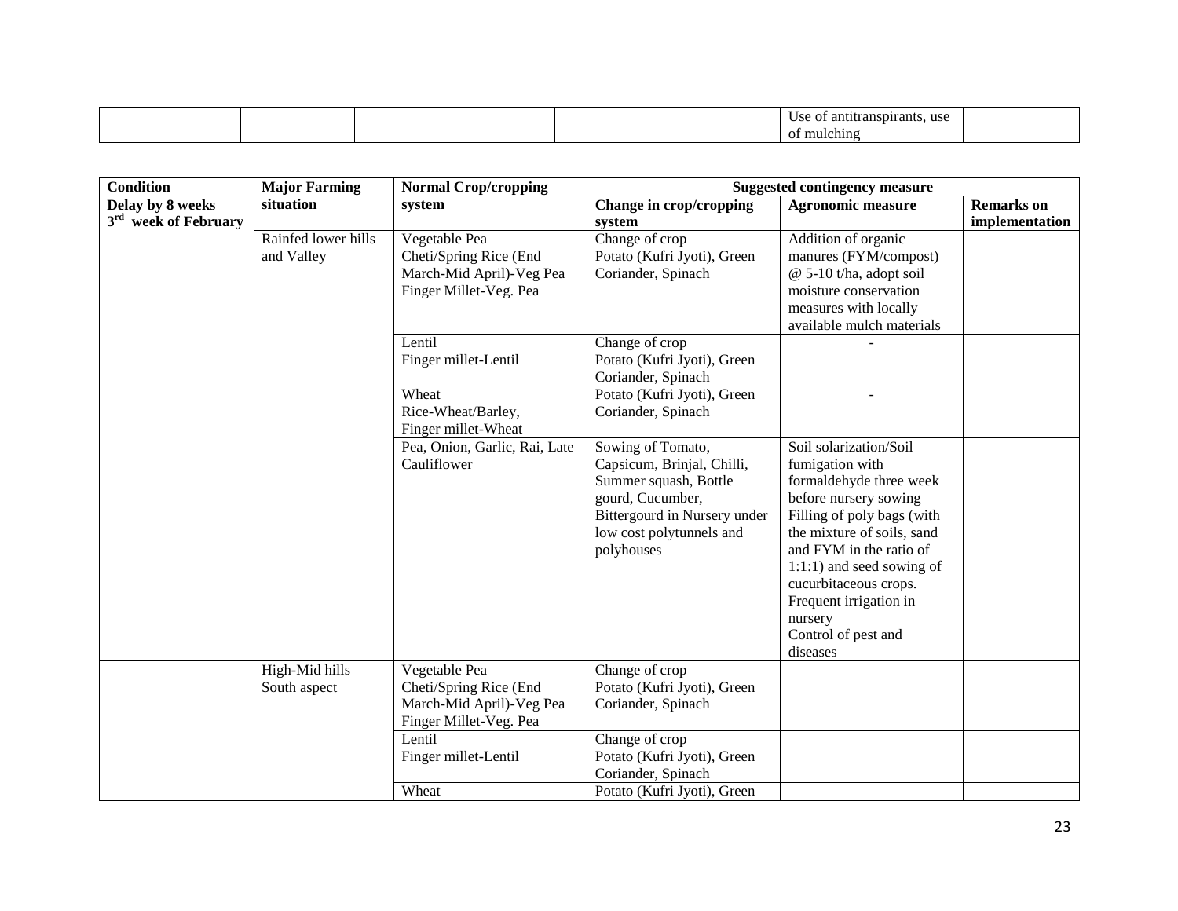| | | | | Use of antitranspirants, use of mulching | |
|---|---|---|---|---|---|

| Condition | Major Farming situation | Normal Crop/cropping system | Suggested contingency measure | | |
|---|---|---|---|---|---|
| | | | Change in crop/cropping system | Agronomic measure | Remarks on implementation |
| Delay by 8 weeks 3rd week of February | Rainfed lower hills and Valley | Vegetable Pea<br>Cheti/Spring Rice (End March-Mid April)-Veg Pea<br>Finger Millet-Veg. Pea | Change of crop<br>Potato (Kufri Jyoti), Green Coriander, Spinach | Addition of organic manures (FYM/compost) @ 5-10 t/ha, adopt soil moisture conservation measures with locally available mulch materials | |
| | | Lentil<br>Finger millet-Lentil | Change of crop<br>Potato (Kufri Jyoti), Green Coriander, Spinach | - | |
| | | Wheat<br>Rice-Wheat/Barley,<br>Finger millet-Wheat | Potato (Kufri Jyoti), Green Coriander, Spinach | - | |
| | | Pea, Onion, Garlic, Rai, Late Cauliflower | Sowing of Tomato, Capsicum, Brinjal, Chilli, Summer squash, Bottle gourd, Cucumber, Bittergourd in Nursery under low cost polytunnels and polyhouses | Soil solarization/Soil fumigation with formaldehyde three week before nursery sowing<br>Filling of poly bags (with the mixture of soils, sand and FYM in the ratio of 1:1:1) and seed sowing of cucurbitaceous crops.<br>Frequent irrigation in nursery<br>Control of pest and diseases | |
| | High-Mid hills South aspect | Vegetable Pea<br>Cheti/Spring Rice (End March-Mid April)-Veg Pea<br>Finger Millet-Veg. Pea | Change of crop<br>Potato (Kufri Jyoti), Green Coriander, Spinach | | |
| | | Lentil<br>Finger millet-Lentil | Change of crop<br>Potato (Kufri Jyoti), Green Coriander, Spinach | | |
| | | Wheat | Potato (Kufri Jyoti), Green | | |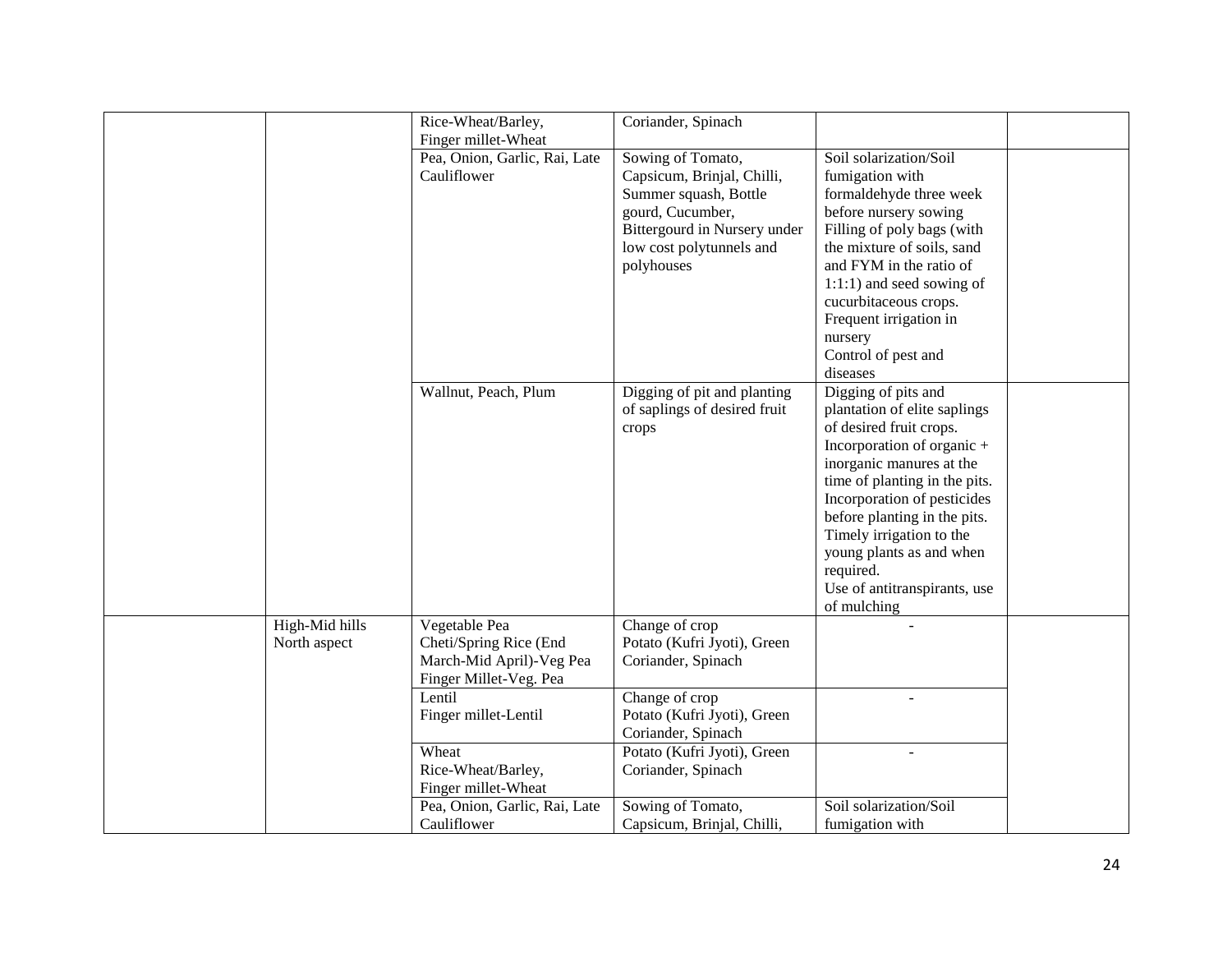| | | Rice-Wheat/Barley, Finger millet-Wheat | Coriander, Spinach | | |
|---|---|---|---|---|---|
| | | Pea, Onion, Garlic, Rai, Late Cauliflower | Sowing of Tomato, Capsicum, Brinjal, Chilli, Summer squash, Bottle gourd, Cucumber, Bittergourd in Nursery under low cost polytunnels and polyhouses | Soil solarization/Soil fumigation with formaldehyde three week before nursery sowing<br>Filling of poly bags (with the mixture of soils, sand and FYM in the ratio of 1:1:1) and seed sowing of cucurbitaceous crops.<br>Frequent irrigation in nursery<br>Control of pest and diseases | |
| | | Wallnut, Peach, Plum | Digging of pit and planting of saplings of desired fruit crops | Digging of pits and plantation of elite saplings of desired fruit crops.<br>Incorporation of organic + inorganic manures at the time of planting in the pits.<br>Incorporation of pesticides before planting in the pits.<br>Timely irrigation to the young plants as and when required.<br>Use of antitranspirants, use of mulching | |
| | High-Mid hills North aspect | Vegetable Pea<br>Cheti/Spring Rice (End March-Mid April)-Veg Pea<br>Finger Millet-Veg. Pea | Change of crop<br>Potato (Kufri Jyoti), Green Coriander, Spinach | - | |
| | | Lentil<br>Finger millet-Lentil | Change of crop<br>Potato (Kufri Jyoti), Green Coriander, Spinach | - | |
| | | Wheat<br>Rice-Wheat/Barley,<br>Finger millet-Wheat | Potato (Kufri Jyoti), Green Coriander, Spinach | - | |
| | | Pea, Onion, Garlic, Rai, Late Cauliflower | Sowing of Tomato, Capsicum, Brinjal, Chilli, | Soil solarization/Soil fumigation with | |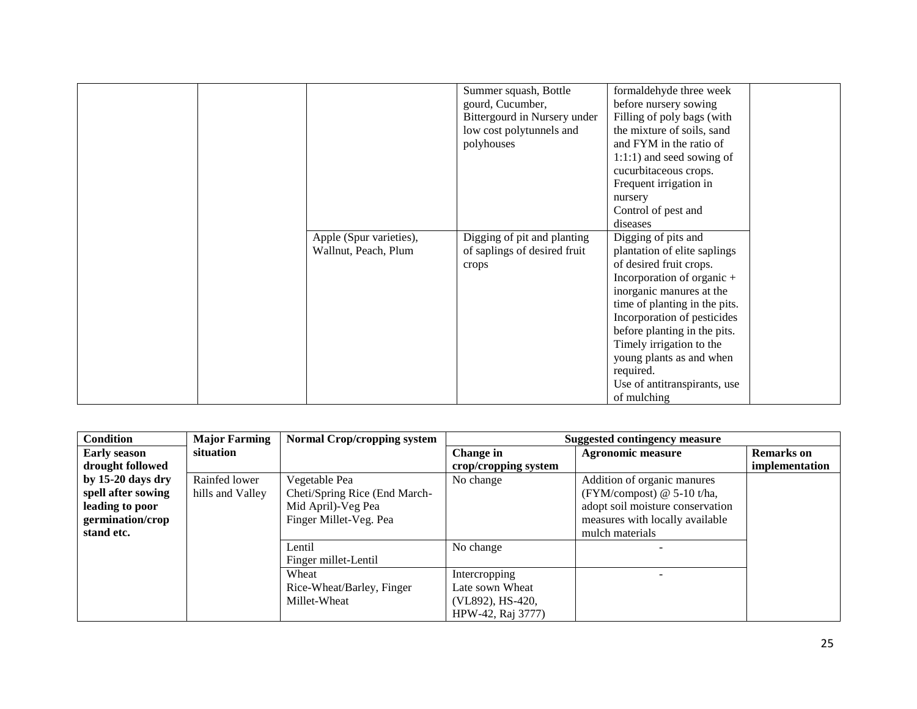| | | | Summer squash, Bottle gourd, Cucumber, Bittergourd in Nursery under low cost polytunnels and polyhouses | formaldehyde three week before nursery sowing<br>Filling of poly bags (with the mixture of soils, sand and FYM in the ratio of 1:1:1) and seed sowing of cucurbitaceous crops.<br>Frequent irrigation in nursery<br>Control of pest and diseases | |
|---|---|---|---|---|---|
| | | Apple (Spur varieties), Wallnut, Peach, Plum | Digging of pit and planting of saplings of desired fruit crops | Digging of pits and plantation of elite saplings of desired fruit crops.<br>Incorporation of organic + inorganic manures at the time of planting in the pits.<br>Incorporation of pesticides before planting in the pits.<br>Timely irrigation to the young plants as and when required.<br>Use of antitranspirants, use of mulching | |

| Condition | Major Farming situation | Normal Crop/cropping system | Suggested contingency measure | | |
|---|---|---|---|---|---|
| | | | **Change in crop/cropping system** | **Agronomic measure** | **Remarks on implementation** |
| **Early season drought followed by 15-20 days dry spell after sowing leading to poor germination/crop stand etc.** | Rainfed lower hills and Valley | Vegetable Pea<br>Cheti/Spring Rice (End March-Mid April)-Veg Pea<br>Finger Millet-Veg. Pea | No change | Addition of organic manures (FYM/compost) @ 5-10 t/ha, adopt soil moisture conservation measures with locally available mulch materials | |
| | | Lentil<br>Finger millet-Lentil | No change | - | |
| | | Wheat<br>Rice-Wheat/Barley, Finger Millet-Wheat | Intercropping<br>Late sown Wheat (VL892), HS-420, HPW-42, Raj 3777) | - | |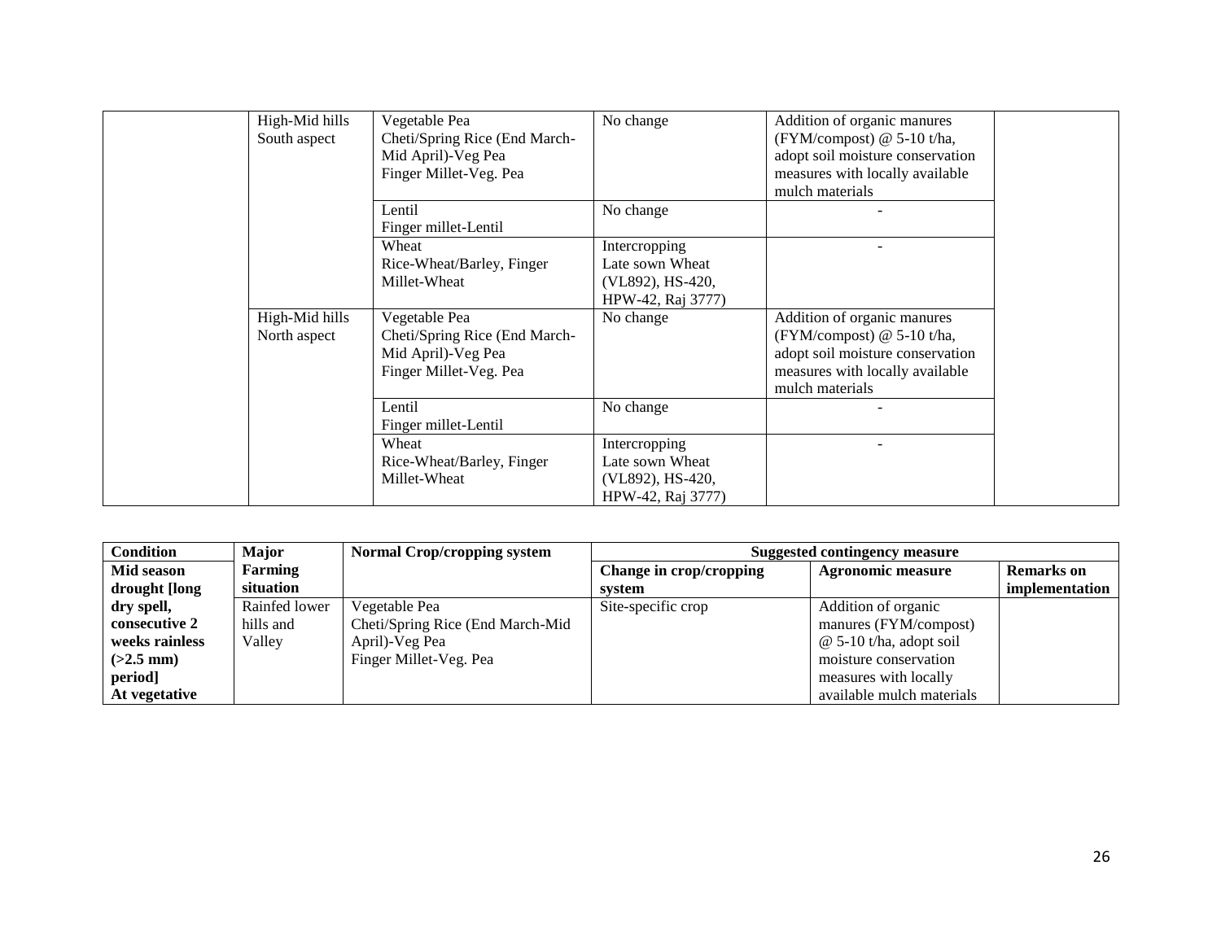| | | | | | |
|---|---|---|---|---|---|
| | High-Mid hills South aspect | Vegetable Pea<br>Cheti/Spring Rice (End March-Mid April)-Veg Pea<br>Finger Millet-Veg. Pea | No change | Addition of organic manures (FYM/compost) @ 5-10 t/ha, adopt soil moisture conservation measures with locally available mulch materials | |
| | | Lentil<br>Finger millet-Lentil | No change | - | |
| | | Wheat<br>Rice-Wheat/Barley, Finger Millet-Wheat | Intercropping<br>Late sown Wheat (VL892), HS-420, HPW-42, Raj 3777) | - | |
| | High-Mid hills North aspect | Vegetable Pea<br>Cheti/Spring Rice (End March-Mid April)-Veg Pea<br>Finger Millet-Veg. Pea | No change | Addition of organic manures (FYM/compost) @ 5-10 t/ha, adopt soil moisture conservation measures with locally available mulch materials | |
| | | Lentil<br>Finger millet-Lentil | No change | - | |
| | | Wheat<br>Rice-Wheat/Barley, Finger Millet-Wheat | Intercropping<br>Late sown Wheat (VL892), HS-420, HPW-42, Raj 3777) | - | |

| **Condition** | **Major Farming situation** | **Normal Crop/cropping system** | **Suggested contingency measure** | | |
|---|---|---|---|---|---|
| | | | **Change in crop/cropping system** | **Agronomic measure** | **Remarks on implementation** |
| **Mid season drought [long dry spell, consecutive 2 weeks rainless (>2.5 mm) period]**<br>**At vegetative** | Rainfed lower hills and Valley | Vegetable Pea<br>Cheti/Spring Rice (End March-Mid April)-Veg Pea<br>Finger Millet-Veg. Pea | Site-specific crop | Addition of organic manures (FYM/compost) @ 5-10 t/ha, adopt soil moisture conservation measures with locally available mulch materials | |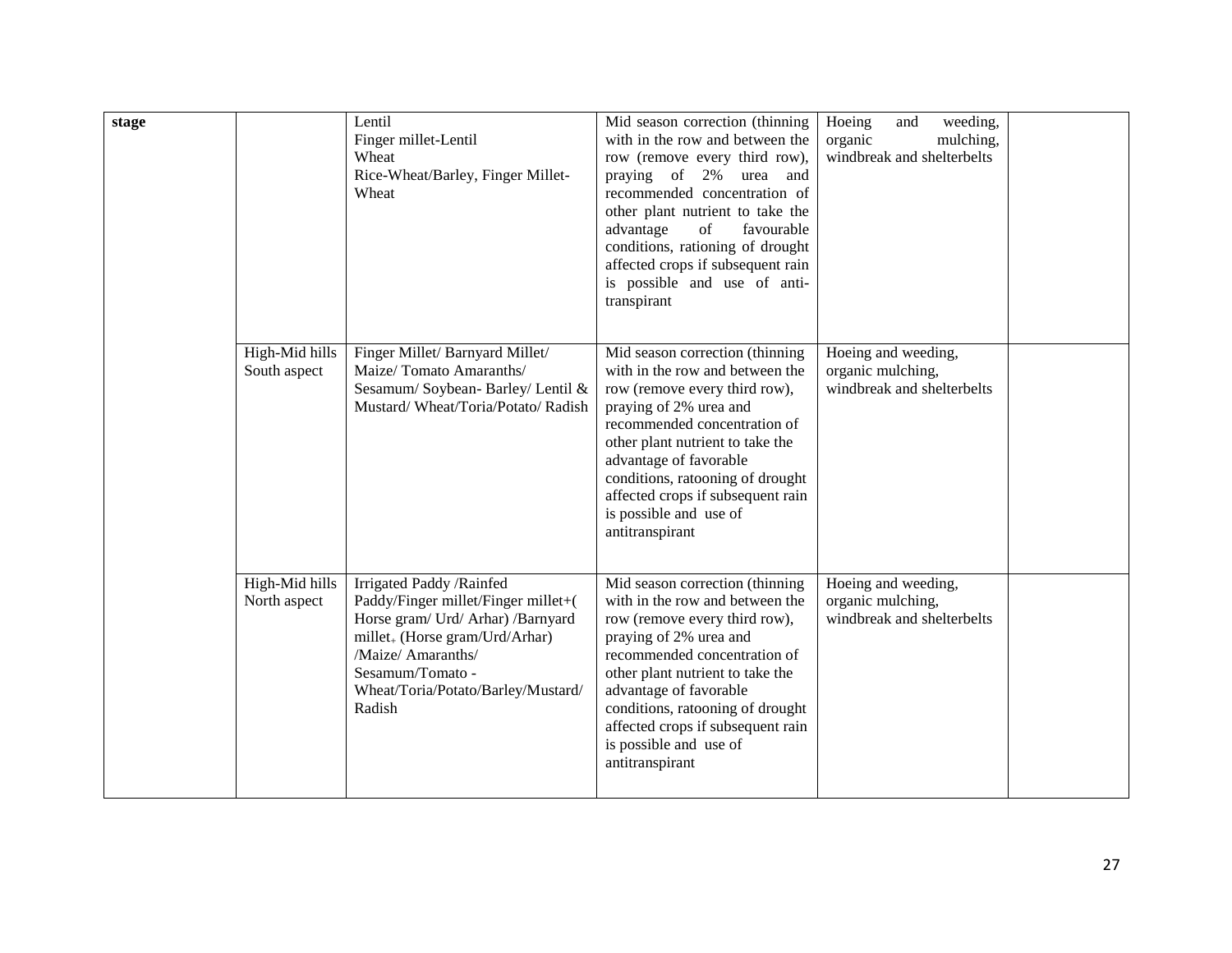| stage | | Lentil<br>Finger millet-Lentil<br>Wheat<br>Rice-Wheat/Barley, Finger Millet-Wheat | Mid season correction (thinning with in the row and between the row (remove every third row), praying of 2% urea and recommended concentration of other plant nutrient to take the advantage of favourable conditions, rationing of drought affected crops if subsequent rain is possible and use of anti-transpirant | Hoeing and weeding, organic mulching, windbreak and shelterbelts | |
|---|---|---|---|---|---|
| | High-Mid hills South aspect | Finger Millet/ Barnyard Millet/ Maize/ Tomato Amaranths/ Sesamum/ Soybean- Barley/ Lentil & Mustard/ Wheat/Toria/Potato/ Radish | Mid season correction (thinning with in the row and between the row (remove every third row), praying of 2% urea and recommended concentration of other plant nutrient to take the advantage of favorable conditions, ratooning of drought affected crops if subsequent rain is possible and use of antitranspirant | Hoeing and weeding, organic mulching, windbreak and shelterbelts | |
| | High-Mid hills North aspect | Irrigated Paddy /Rainfed Paddy/Finger millet/Finger millet+( Horse gram/ Urd/ Arhar) /Barnyard millet+ (Horse gram/Urd/Arhar) /Maize/ Amaranths/ Sesamum/Tomato - Wheat/Toria/Potato/Barley/Mustard/ Radish | Mid season correction (thinning with in the row and between the row (remove every third row), praying of 2% urea and recommended concentration of other plant nutrient to take the advantage of favorable conditions, ratooning of drought affected crops if subsequent rain is possible and use of antitranspirant | Hoeing and weeding, organic mulching, windbreak and shelterbelts | |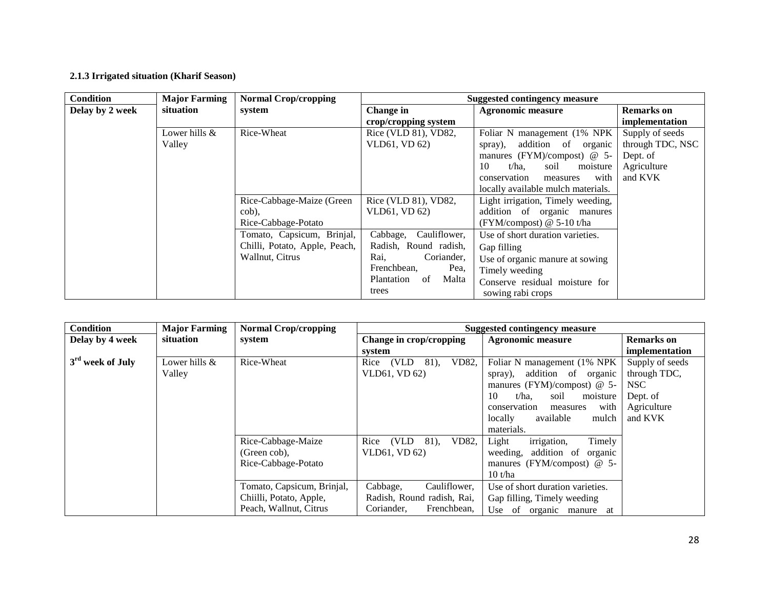**2.1.3 Irrigated situation (Kharif Season)**

| Condition | Major Farming situation | Normal Crop/cropping system | Suggested contingency measure | | |
|---|---|---|---|---|---|
| Delay by 2 week | | | Change in crop/cropping system | Agronomic measure | Remarks on implementation |
| | Lower hills & Valley | Rice-Wheat | Rice (VLD 81), VD82, VLD61, VD 62) | Foliar N management (1% NPK spray), addition of organic manures (FYM)/compost) @ 5-10 t/ha, soil moisture conservation measures with locally available mulch materials. | Supply of seeds through TDC, NSC Dept. of Agriculture and KVK |
| | | Rice-Cabbage-Maize (Green cob), Rice-Cabbage-Potato | Rice (VLD 81), VD82, VLD61, VD 62) | Light irrigation, Timely weeding, addition of organic manures (FYM/compost) @ 5-10 t/ha | |
| | | Tomato, Capsicum, Brinjal, Chilli, Potato, Apple, Peach, Wallnut, Citrus | Cabbage, Cauliflower, Radish, Round radish, Rai, Coriander, Frenchbean, Pea, Plantation of Malta trees | Use of short duration varieties.<br>Gap filling<br>Use of organic manure at sowing<br>Timely weeding<br>Conserve residual moisture for sowing rabi crops | |

| Condition | Major Farming situation | Normal Crop/cropping system | Suggested contingency measure | | |
|---|---|---|---|---|---|
| Delay by 4 week | | | Change in crop/cropping system | Agronomic measure | Remarks on implementation |
| 3rd week of July | Lower hills & Valley | Rice-Wheat | Rice (VLD 81), VD82, VLD61, VD 62) | Foliar N management (1% NPK spray), addition of organic manures (FYM)/compost) @ 5-10 t/ha, soil moisture conservation measures with locally available mulch materials. | Supply of seeds through TDC, NSC Dept. of Agriculture and KVK |
| | | Rice-Cabbage-Maize (Green cob), Rice-Cabbage-Potato | Rice (VLD 81), VD82, VLD61, VD 62) | Light irrigation, Timely weeding, addition of organic manures (FYM/compost) @ 5-10 t/ha | |
| | | Tomato, Capsicum, Brinjal, Chiilli, Potato, Apple, Peach, Wallnut, Citrus | Cabbage, Cauliflower, Radish, Round radish, Rai, Coriander, Frenchbean, | Use of short duration varieties.<br>Gap filling, Timely weeding<br>Use of organic manure at | |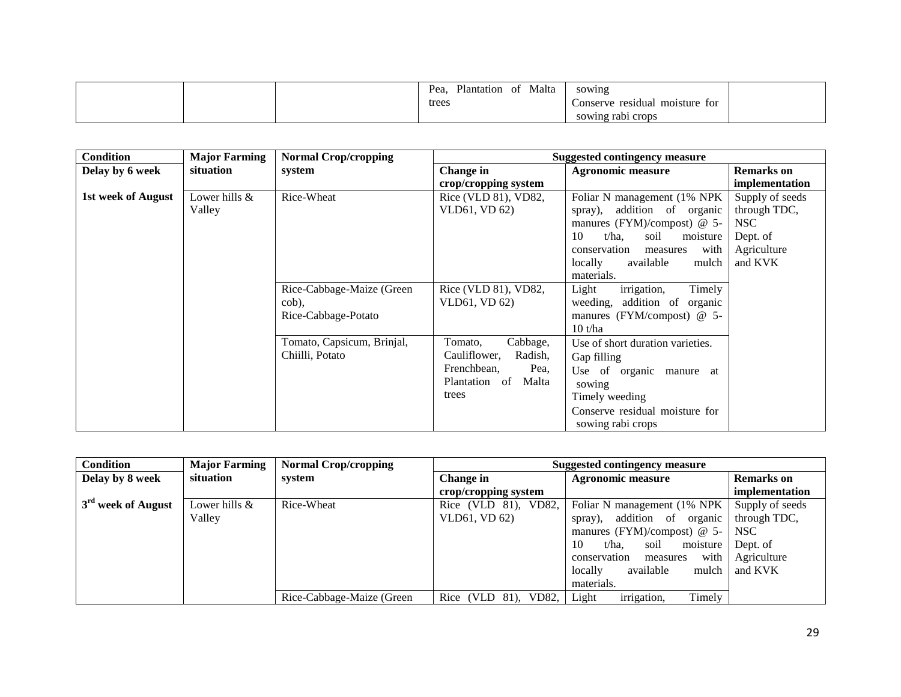| | | | Pea, Plantation of Malta trees | sowing<br>Conserve residual moisture for sowing rabi crops | |
|---|---|---|---|---|---|

| Condition | Major Farming situation | Normal Crop/cropping system | Suggested contingency measure | | |
|---|---|---|---|---|---|
| Delay by 6 week | | | Change in crop/cropping system | Agronomic measure | Remarks on implementation |
| 1st week of August | Lower hills & Valley | Rice-Wheat | Rice (VLD 81), VD82, VLD61, VD 62) | Foliar N management (1% NPK spray), addition of organic manures (FYM)/compost) @ 5-10 t/ha, soil moisture conservation measures with locally available mulch materials. | Supply of seeds through TDC, NSC Dept. of Agriculture and KVK |
| | | Rice-Cabbage-Maize (Green cob),<br>Rice-Cabbage-Potato | Rice (VLD 81), VD82, VLD61, VD 62) | Light irrigation, Timely weeding, addition of organic manures (FYM/compost) @ 5-10 t/ha | |
| | | Tomato, Capsicum, Brinjal, Chiilli, Potato | Tomato, Cabbage, Cauliflower, Radish, Frenchbean, Pea, Plantation of Malta trees | Use of short duration varieties.<br>Gap filling<br>Use of organic manure at sowing<br>Timely weeding<br>Conserve residual moisture for sowing rabi crops | |

| Condition | Major Farming situation | Normal Crop/cropping system | Suggested contingency measure | | |
|---|---|---|---|---|---|
| Delay by 8 week | | | Change in crop/cropping system | Agronomic measure | Remarks on implementation |
| 3rd week of August | Lower hills & Valley | Rice-Wheat | Rice (VLD 81), VD82, VLD61, VD 62) | Foliar N management (1% NPK spray), addition of organic manures (FYM)/compost) @ 5-10 t/ha, soil moisture conservation measures with locally available mulch materials. | Supply of seeds through TDC, NSC Dept. of Agriculture and KVK |
| | | Rice-Cabbage-Maize (Green | Rice (VLD 81), VD82, | Light irrigation, Timely | |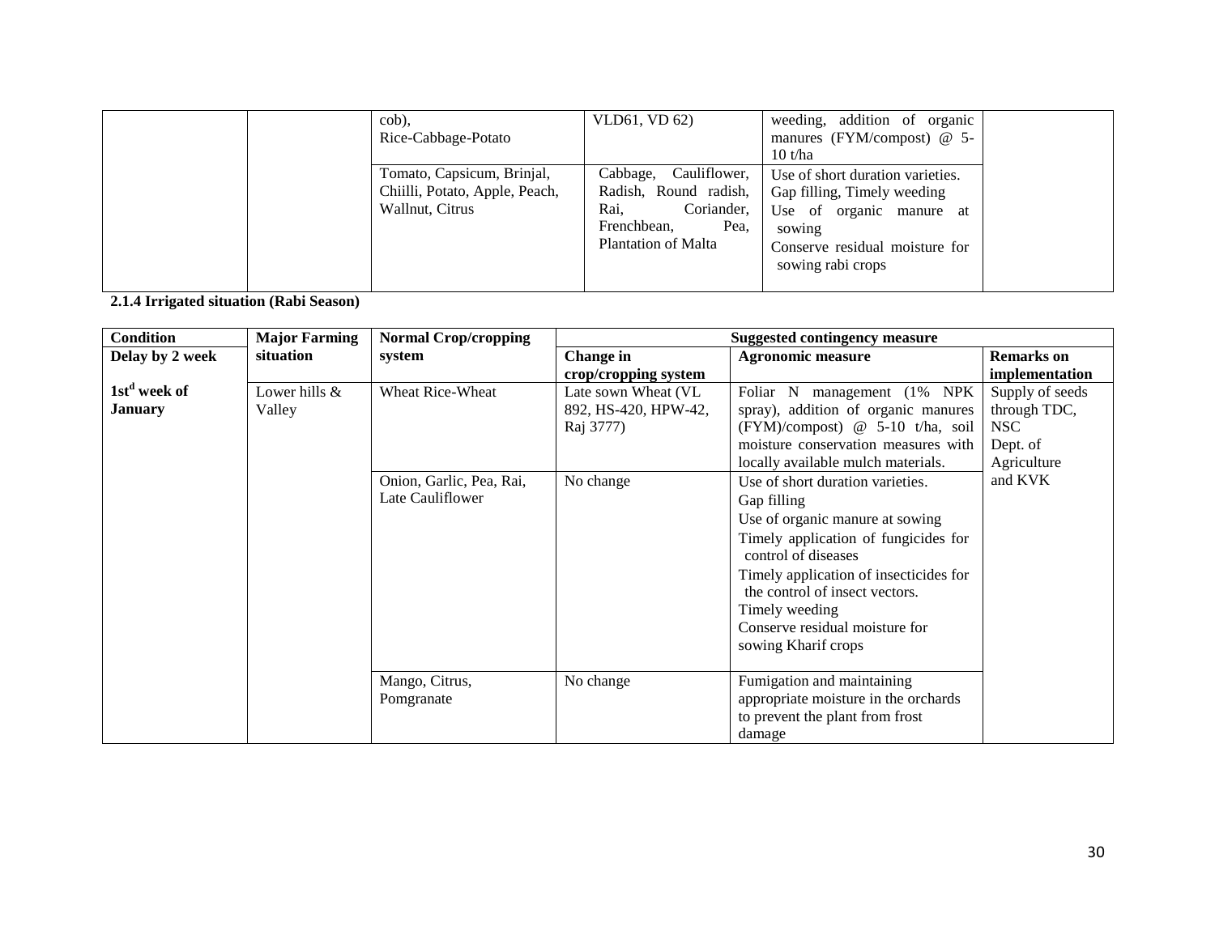| | | cob),<br>Rice-Cabbage-Potato | VLD61, VD 62) | weeding, addition of organic manures (FYM/compost) @ 5-10 t/ha | |
|---|---|---|---|---|---|
| | | Tomato, Capsicum, Brinjal, Chiilli, Potato, Apple, Peach, Wallnut, Citrus | Cabbage, Cauliflower, Radish, Round radish, Rai, Coriander, Frenchbean, Pea, Plantation of Malta | Use of short duration varieties.<br>Gap filling, Timely weeding<br>Use of organic manure at sowing<br>Conserve residual moisture for sowing rabi crops | |

**2.1.4 Irrigated situation (Rabi Season)**

| Condition | Major Farming situation | Normal Crop/cropping system | Suggested contingency measure | | |
|---|---|---|---|---|---|
| Delay by 2 week | | | Change in crop/cropping system | Agronomic measure | Remarks on implementation |
| 1st[d] week of January | Lower hills & Valley | Wheat Rice-Wheat | Late sown Wheat (VL 892, HS-420, HPW-42, Raj 3777) | Foliar N management (1% NPK spray), addition of organic manures (FYM)/compost) @ 5-10 t/ha, soil moisture conservation measures with locally available mulch materials. | Supply of seeds through TDC, NSC Dept. of Agriculture and KVK |
| | | Onion, Garlic, Pea, Rai, Late Cauliflower | No change | Use of short duration varieties.<br>Gap filling<br>Use of organic manure at sowing<br>Timely application of fungicides for control of diseases<br>Timely application of insecticides for the control of insect vectors.<br>Timely weeding<br>Conserve residual moisture for sowing Kharif crops | |
| | | Mango, Citrus, Pomgranate | No change | Fumigation and maintaining appropriate moisture in the orchards to prevent the plant from frost damage | |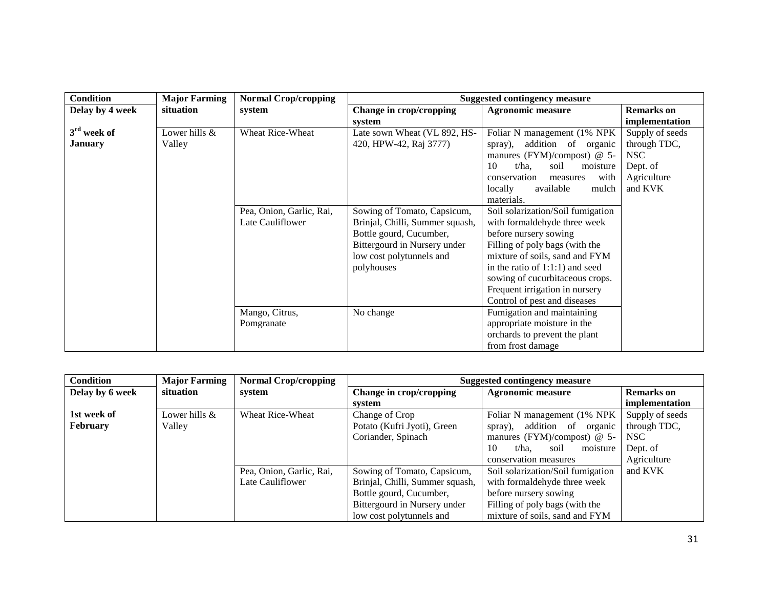| Condition | Major Farming situation | Normal Crop/cropping system | Suggested contingency measure | | |
|---|---|---|---|---|---|
| Delay by 4 week | | | Change in crop/cropping system | Agronomic measure | Remarks on implementation |
| 3rd week of January | Lower hills & Valley | Wheat Rice-Wheat | Late sown Wheat (VL 892, HS-420, HPW-42, Raj 3777) | Foliar N management (1% NPK spray), addition of organic manures (FYM)/compost) @ 5-10 t/ha, soil moisture conservation measures with locally available mulch materials. | Supply of seeds through TDC, NSC Dept. of Agriculture and KVK |
| | | Pea, Onion, Garlic, Rai, Late Cauliflower | Sowing of Tomato, Capsicum, Brinjal, Chilli, Summer squash, Bottle gourd, Cucumber, Bittergourd in Nursery under low cost polytunnels and polyhouses | Soil solarization/Soil fumigation with formaldehyde three week before nursery sowing Filling of poly bags (with the mixture of soils, sand and FYM in the ratio of 1:1:1) and seed sowing of cucurbitaceous crops. Frequent irrigation in nursery Control of pest and diseases | |
| | | Mango, Citrus, Pomgranate | No change | Fumigation and maintaining appropriate moisture in the orchards to prevent the plant from frost damage | |

| Condition | Major Farming situation | Normal Crop/cropping system | Suggested contingency measure | | |
|---|---|---|---|---|---|
| Delay by 6 week | | | Change in crop/cropping system | Agronomic measure | Remarks on implementation |
| 1st week of February | Lower hills & Valley | Wheat Rice-Wheat | Change of Crop Potato (Kufri Jyoti), Green Coriander, Spinach | Foliar N management (1% NPK spray), addition of organic manures (FYM)/compost) @ 5-10 t/ha, soil moisture conservation measures | Supply of seeds through TDC, NSC Dept. of Agriculture and KVK |
| | | Pea, Onion, Garlic, Rai, Late Cauliflower | Sowing of Tomato, Capsicum, Brinjal, Chilli, Summer squash, Bottle gourd, Cucumber, Bittergourd in Nursery under low cost polytunnels and | Soil solarization/Soil fumigation with formaldehyde three week before nursery sowing Filling of poly bags (with the mixture of soils, sand and FYM | |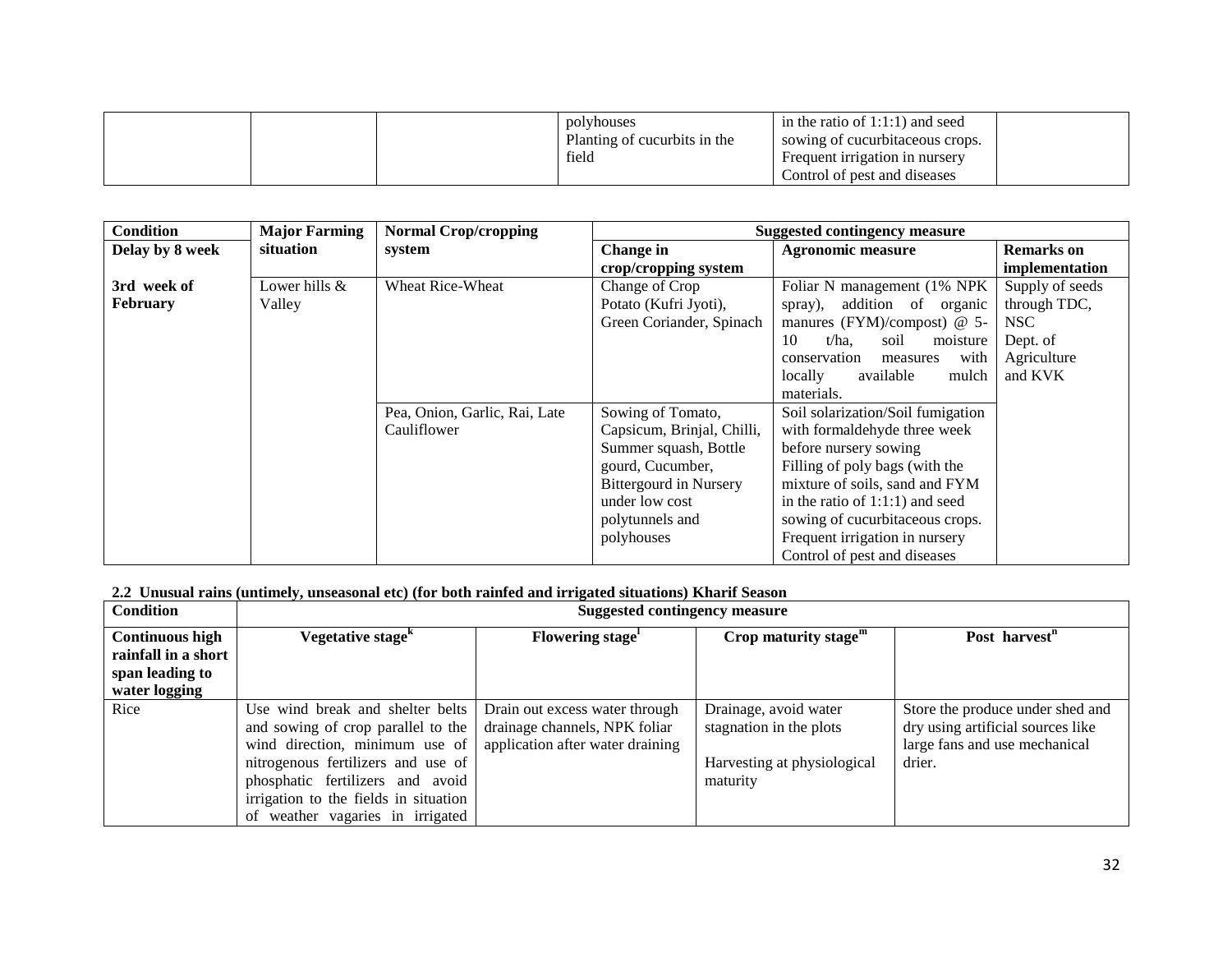|  |  |  | polyhouses<br>Planting of cucurbits in the field | in the ratio of 1:1:1) and seed sowing of cucurbitaceous crops.<br>Frequent irrigation in nursery<br>Control of pest and diseases |  |
|---|---|---|---|---|---|

| Condition | Major Farming situation | Normal Crop/cropping system | Suggested contingency measure | | |
|---|---|---|---|---|---|
| Delay by 8 week | | | Change in crop/cropping system | Agronomic measure | Remarks on implementation |
| 3rd week of February | Lower hills & Valley | Wheat Rice-Wheat | Change of Crop<br>Potato (Kufri Jyoti), Green Coriander, Spinach | Foliar N management (1% NPK spray), addition of organic manures (FYM)/compost) @ 5-10 t/ha, soil moisture conservation measures with locally available mulch materials. | Supply of seeds through TDC, NSC<br>Dept. of Agriculture and KVK |
| | | Pea, Onion, Garlic, Rai, Late Cauliflower | Sowing of Tomato, Capsicum, Brinjal, Chilli, Summer squash, Bottle gourd, Cucumber, Bittergourd in Nursery under low cost polytunnels and polyhouses | Soil solarization/Soil fumigation with formaldehyde three week before nursery sowing<br>Filling of poly bags (with the mixture of soils, sand and FYM in the ratio of 1:1:1) and seed sowing of cucurbitaceous crops.<br>Frequent irrigation in nursery<br>Control of pest and diseases | |

**2.2 Unusual rains (untimely, unseasonal etc) (for both rainfed and irrigated situations) Kharif Season**

| Condition | Suggested contingency measure | | | |
|---|---|---|---|---|
| Continuous high rainfall in a short span leading to water logging | Vegetative stage[k] | Flowering stage[l] | Crop maturity stage[m] | Post harvest[n] |
| Rice | Use wind break and shelter belts and sowing of crop parallel to the wind direction, minimum use of nitrogenous fertilizers and use of phosphatic fertilizers and avoid irrigation to the fields in situation of weather vagaries in irrigated | Drain out excess water through drainage channels, NPK foliar application after water draining | Drainage, avoid water stagnation in the plots<br><br>Harvesting at physiological maturity | Store the produce under shed and dry using artificial sources like large fans and use mechanical drier. |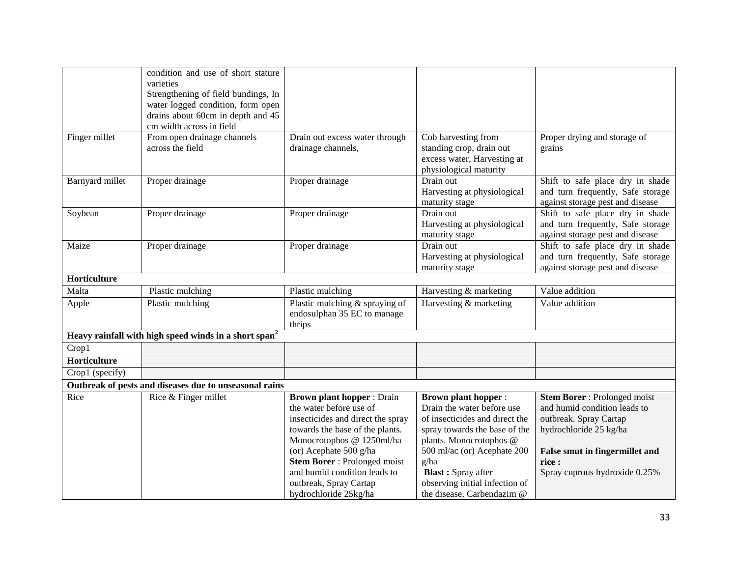| | | | | |
|---|---|---|---|---|
| | condition and use of short stature varieties<br>Strengthening of field bundings, In water logged condition, form open drains about 60cm in depth and 45 cm width across in field | | | |
| Finger millet | From open drainage channels across the field | Drain out excess water through drainage channels, | Cob harvesting from standing crop, drain out excess water, Harvesting at physiological maturity | Proper drying and storage of grains |
| Barnyard millet | Proper drainage | Proper drainage | Drain out<br>Harvesting at physiological maturity stage | Shift to safe place dry in shade and turn frequently, Safe storage against storage pest and disease |
| Soybean | Proper drainage | Proper drainage | Drain out<br>Harvesting at physiological maturity stage | Shift to safe place dry in shade and turn frequently, Safe storage against storage pest and disease |
| Maize | Proper drainage | Proper drainage | Drain out<br>Harvesting at physiological maturity stage | Shift to safe place dry in shade and turn frequently, Safe storage against storage pest and disease |
| **Horticulture** | | | | |
| Malta | Plastic mulching | Plastic mulching | Harvesting & marketing | Value addition |
| Apple | Plastic mulching | Plastic mulching & spraying of endosulphan 35 EC to manage thrips | Harvesting & marketing | Value addition |
| **Heavy rainfall with high speed winds in a short span[2]** | | | | |
| Crop1 | | | | |
| **Horticulture** | | | | |
| Crop1 (specify) | | | | |
| **Outbreak of pests and diseases due to unseasonal rains** | | | | |
| Rice | Rice & Finger millet | **Brown plant hopper** : Drain the water before use of insecticides and direct the spray towards the base of the plants. Monocrotophos @ 1250ml/ha (or) Acephate 500 g/ha<br>**Stem Borer** : Prolonged moist and humid condition leads to outbreak, Spray Cartap hydrochloride 25kg/ha | **Brown plant hopper** : Drain the water before use of insecticides and direct the spray towards the base of the plants. Monocrotophos @ 500 ml/ac (or) Acephate 200 g/ha<br>**Blast :** Spray after observing initial infection of the disease, Carbendazim @ | **Stem Borer** : Prolonged moist and humid condition leads to outbreak. Spray Cartap hydrochloride 25 kg/ha<br><br>**False smut in fingermillet and rice :**<br>Spray cuprous hydroxide 0.25% |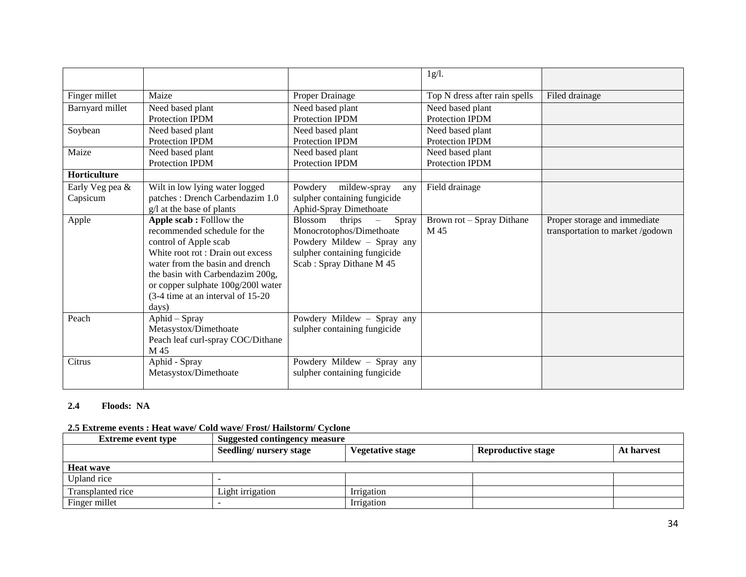| | | | | |
|---|---|---|---|---|
| | | | 1g/l. | |
| Finger millet | Maize | Proper Drainage | Top N dress after rain spells | Filed drainage |
| Barnyard millet | Need based plant Protection IPDM | Need based plant Protection IPDM | Need based plant Protection IPDM | |
| Soybean | Need based plant Protection IPDM | Need based plant Protection IPDM | Need based plant Protection IPDM | |
| Maize | Need based plant Protection IPDM | Need based plant Protection IPDM | Need based plant Protection IPDM | |
| **Horticulture** | | | | |
| Early Veg pea & Capsicum | Wilt in low lying water logged patches : Drench Carbendazim 1.0 g/l at the base of plants | Powdery mildew-spray any sulpher containing fungicide Aphid-Spray Dimethoate | Field drainage | |
| Apple | **Apple scab :** Folllow the recommended schedule for the control of Apple scab White root rot : Drain out excess water from the basin and drench the basin with Carbendazim 200g, or copper sulphate 100g/200l water (3-4 time at an interval of 15-20 days) | Blossom thrips – Spray Monocrotophos/Dimethoate Powdery Mildew – Spray any sulpher containing fungicide Scab : Spray Dithane M 45 | Brown rot – Spray Dithane M 45 | Proper storage and immediate transportation to market /godown |
| Peach | Aphid – Spray Metasystox/Dimethoate Peach leaf curl-spray COC/Dithane M 45 | Powdery Mildew – Spray any sulpher containing fungicide | | |
| Citrus | Aphid - Spray Metasystox/Dimethoate | Powdery Mildew – Spray any sulpher containing fungicide | | |

**2.4 Floods: NA**

**2.5 Extreme events : Heat wave/ Cold wave/ Frost/ Hailstorm/ Cyclone**

| Extreme event type | Suggested contingency measure | | | |
|---|---|---|---|---|
| | **Seedling/ nursery stage** | **Vegetative stage** | **Reproductive stage** | **At harvest** |
| **Heat wave** | | | | |
| Upland rice | - | | | |
| Transplanted rice | Light irrigation | Irrigation | | |
| Finger millet | - | Irrigation | | |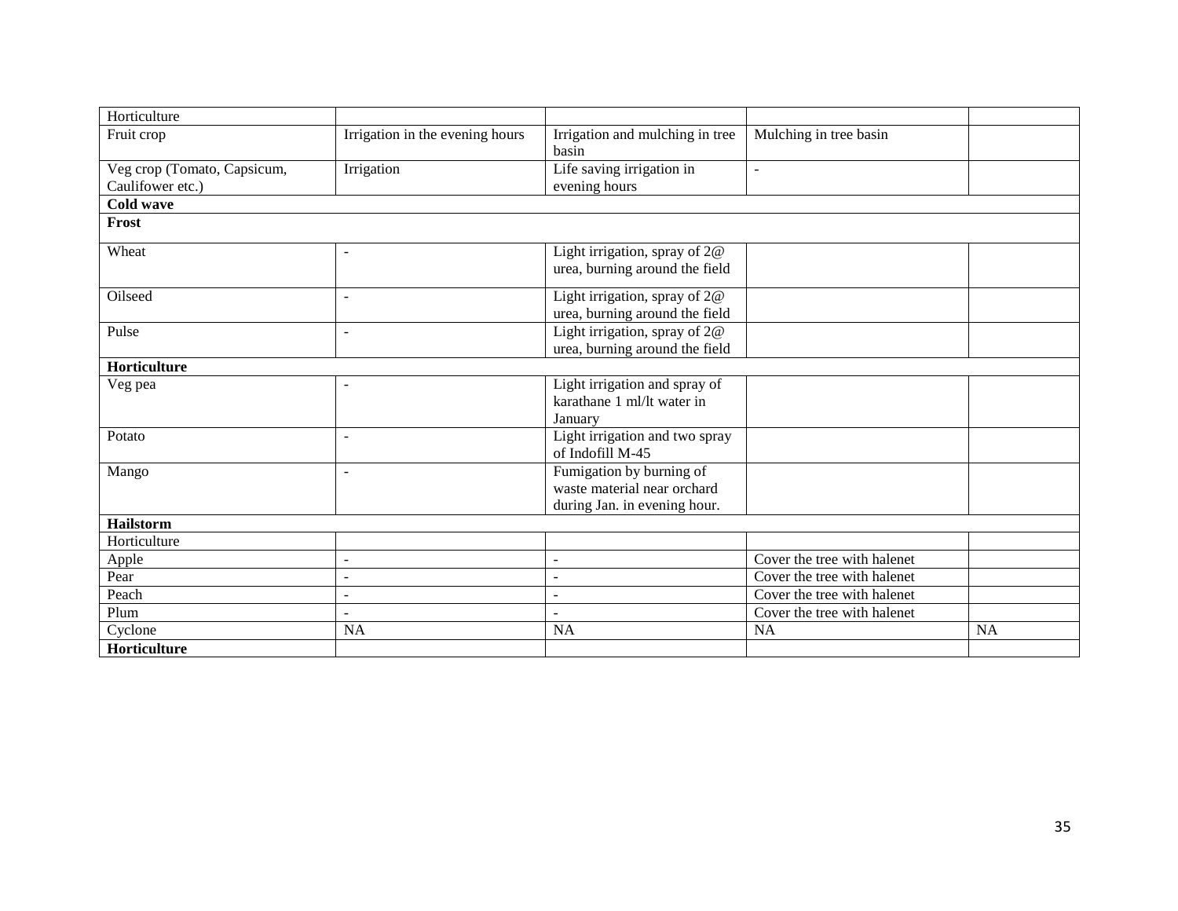| Horticulture | | | | |
|---|---|---|---|---|
| Fruit crop | Irrigation in the evening hours | Irrigation and mulching in tree basin | Mulching in tree basin | |
| Veg crop (Tomato, Capsicum, Caulifower etc.) | Irrigation | Life saving irrigation in evening hours | - | |
| **Cold wave** | | | | |
| **Frost** | | | | |
| Wheat | - | Light irrigation, spray of 2@ urea, burning around the field | | |
| Oilseed | - | Light irrigation, spray of 2@ urea, burning around the field | | |
| Pulse | - | Light irrigation, spray of 2@ urea, burning around the field | | |
| **Horticulture** | | | | |
| Veg pea | - | Light irrigation and spray of karathane 1 ml/lt water in January | | |
| Potato | - | Light irrigation and two spray of Indofill M-45 | | |
| Mango | - | Fumigation by burning of waste material near orchard during Jan. in evening hour. | | |
| **Hailstorm** | | | | |
| Horticulture | | | | |
| Apple | - | - | Cover the tree with halenet | |
| Pear | - | - | Cover the tree with halenet | |
| Peach | - | - | Cover the tree with halenet | |
| Plum | - | - | Cover the tree with halenet | |
| Cyclone | NA | NA | NA | NA |
| **Horticulture** | | | | |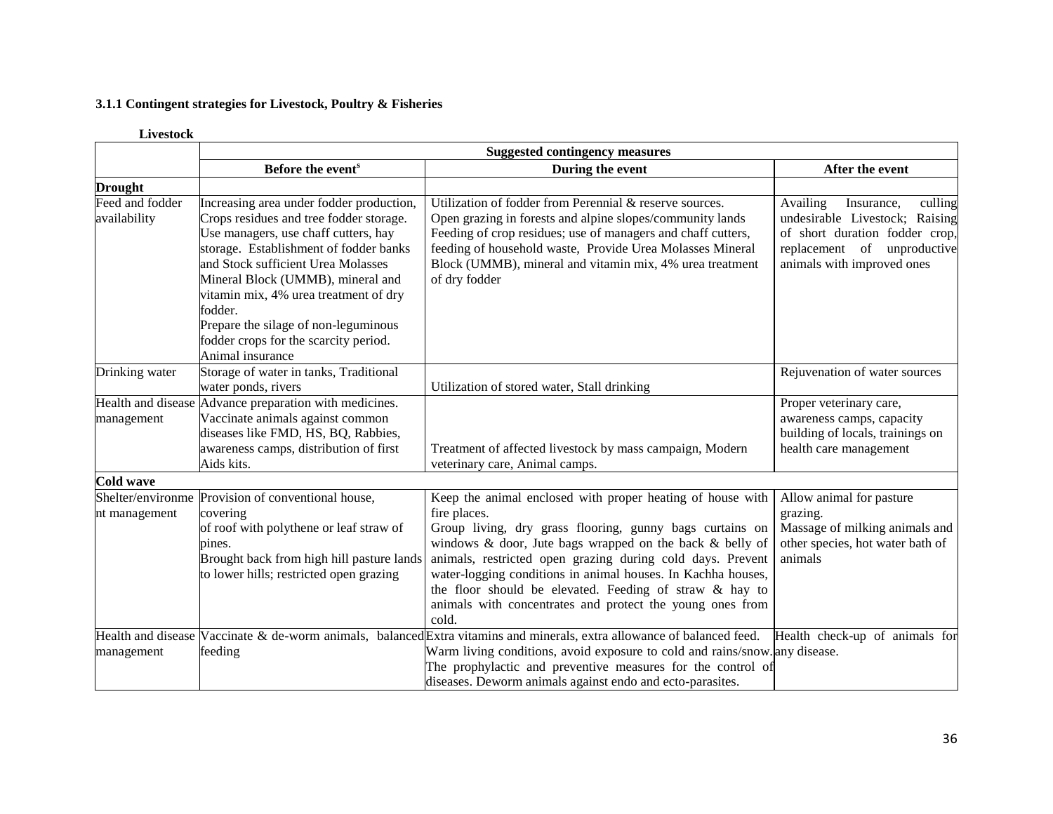**3.1.1 Contingent strategies for Livestock, Poultry & Fisheries**

**Livestock**

| | Suggested contingency measures | | |
|---|---|---|---|
| | **Before the event^s** | **During the event** | **After the event** |
| **Drought** | | | |
| Feed and fodder availability | Increasing area under fodder production, Crops residues and tree fodder storage. Use managers, use chaff cutters, hay storage. Establishment of fodder banks and Stock sufficient Urea Molasses Mineral Block (UMMB), mineral and vitamin mix, 4% urea treatment of dry fodder. Prepare the silage of non-leguminous fodder crops for the scarcity period. Animal insurance | Utilization of fodder from Perennial & reserve sources. Open grazing in forests and alpine slopes/community lands Feeding of crop residues; use of managers and chaff cutters, feeding of household waste, Provide Urea Molasses Mineral Block (UMMB), mineral and vitamin mix, 4% urea treatment of dry fodder | Availing Insurance, culling undesirable Livestock; Raising of short duration fodder crop, replacement of unproductive animals with improved ones |
| Drinking water | Storage of water in tanks, Traditional water ponds, rivers | Utilization of stored water, Stall drinking | Rejuvenation of water sources |
| Health and disease management | Advance preparation with medicines. Vaccinate animals against common diseases like FMD, HS, BQ, Rabbies, awareness camps, distribution of first Aids kits. | Treatment of affected livestock by mass campaign, Modern veterinary care, Animal camps. | Proper veterinary care, awareness camps, capacity building of locals, trainings on health care management |
| **Cold wave** | | | |
| Shelter/environment management | Provision of conventional house, covering of roof with polythene or leaf straw of pines. Brought back from high hill pasture lands to lower hills; restricted open grazing | Keep the animal enclosed with proper heating of house with fire places. Group living, dry grass flooring, gunny bags curtains on windows & door, Jute bags wrapped on the back & belly of animals, restricted open grazing during cold days. Prevent water-logging conditions in animal houses. In Kachha houses, the floor should be elevated. Feeding of straw & hay to animals with concentrates and protect the young ones from cold. | Allow animal for pasture grazing. Massage of milking animals and other species, hot water bath of animals |
| Health and disease management | Vaccinate & de-worm animals, balanced feeding | Extra vitamins and minerals, extra allowance of balanced feed. Warm living conditions, avoid exposure to cold and rains/snow. The prophylactic and preventive measures for the control of diseases. Deworm animals against endo and ecto-parasites. | Health check-up of animals for any disease. |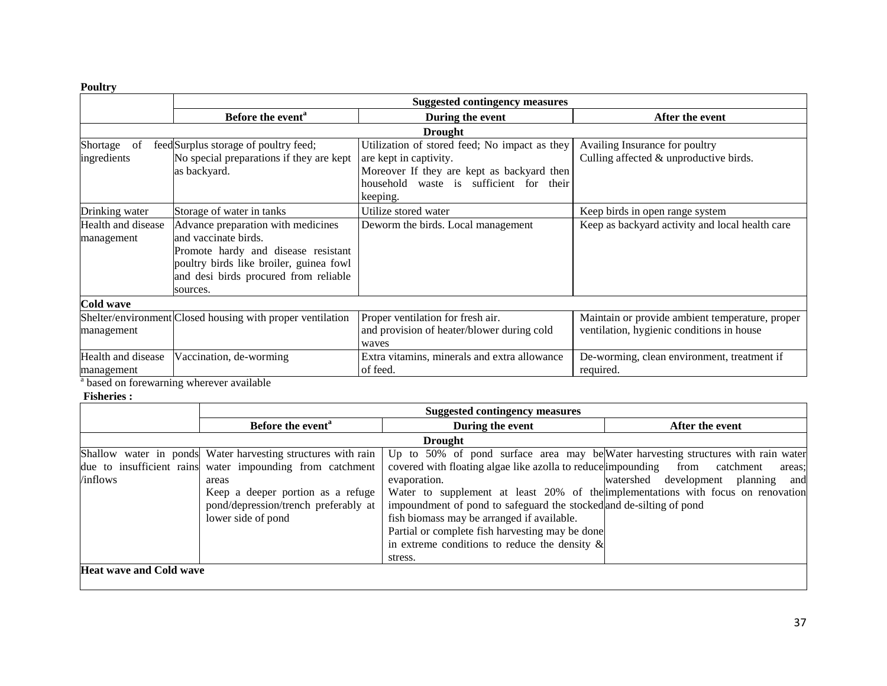**Poultry**

| | Suggested contingency measures | | |
|---|---|---|---|
| | Before the event[a] | During the event | After the event |
| **Drought** | | | |
| Shortage of feed ingredients | Surplus storage of poultry feed;<br>No special preparations if they are kept as backyard. | Utilization of stored feed; No impact as they are kept in captivity.<br>Moreover If they are kept as backyard then household waste is sufficient for their keeping. | Availing Insurance for poultry<br>Culling affected & unproductive birds. |
| Drinking water | Storage of water in tanks | Utilize stored water | Keep birds in open range system |
| Health and disease management | Advance preparation with medicines and vaccinate birds.<br>Promote hardy and disease resistant poultry birds like broiler, guinea fowl and desi birds procured from reliable sources. | Deworm the birds. Local management | Keep as backyard activity and local health care |
| **Cold wave** | | | |
| Shelter/environment management | Closed housing with proper ventilation | Proper ventilation for fresh air.<br>and provision of heater/blower during cold waves | Maintain or provide ambient temperature, proper ventilation, hygienic conditions in house |
| Health and disease management | Vaccination, de-worming | Extra vitamins, minerals and extra allowance of feed. | De-worming, clean environment, treatment if required. |

[a] based on forewarning wherever available

**Fisheries :**

| | Suggested contingency measures | | |
|---|---|---|---|
| | Before the event[a] | During the event | After the event |
| **Drought** | | | |
| Shallow water in ponds due to insufficient rains /inflows | Water harvesting structures with rain water impounding from catchment areas<br>Keep a deeper portion as a refuge pond/depression/trench preferably at lower side of pond | Up to 50% of pond surface area may be covered with floating algae like azolla to reduce evaporation.<br>Water to supplement at least 20% of the impoundment of pond to safeguard the stocked fish biomass may be arranged if available.<br>Partial or complete fish harvesting may be done in extreme conditions to reduce the density & stress. | Water harvesting structures with rain water impounding from catchment areas; watershed development planning and implementations with focus on renovation and de-silting of pond |
| **Heat wave and Cold wave** | | | |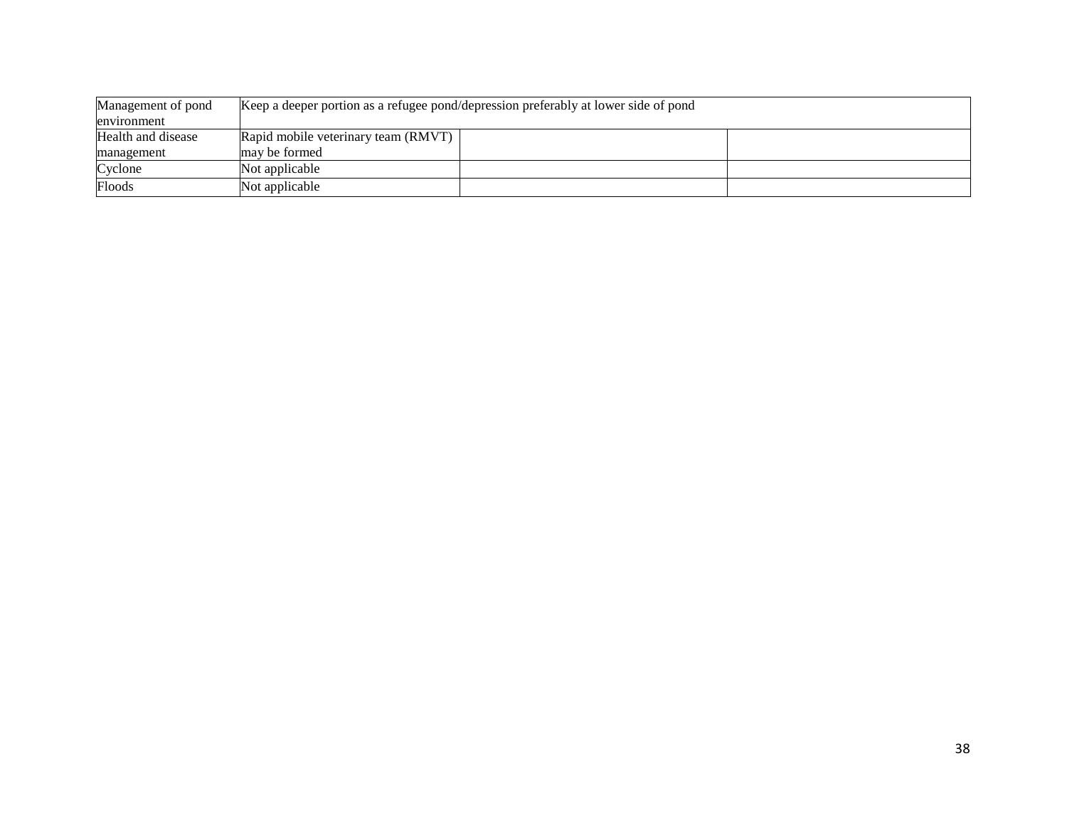| | | | |
|---|---|---|---|
| Management of pond environment | Keep a deeper portion as a refugee pond/depression preferably at lower side of pond | | |
| Health and disease management | Rapid mobile veterinary team (RMVT) may be formed | | |
| Cyclone | Not applicable | | |
| Floods | Not applicable | | |